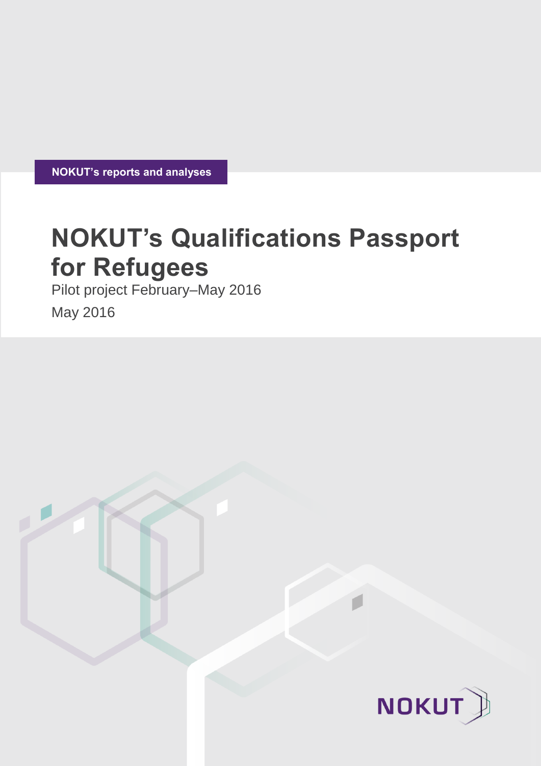NOKUT's reports and analyses

# NOKUT's Qualifications Passport for Refugees

Pilot project February–May 2016

May 2016

NOKUT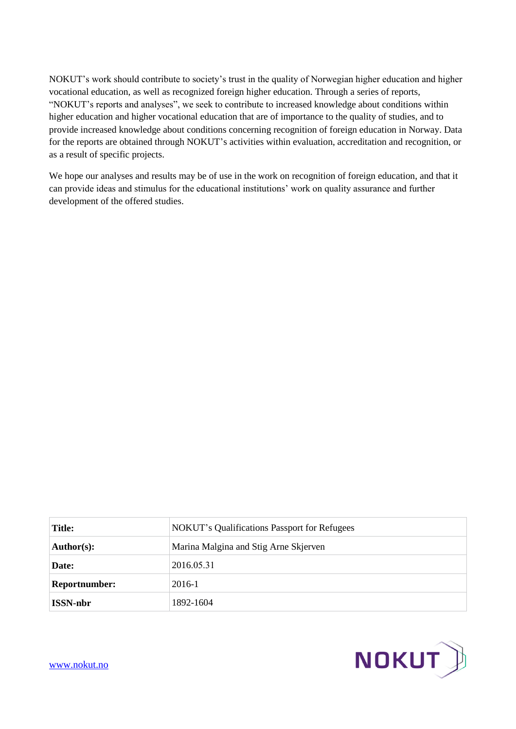NOKUT's work should contribute to society's trust in the quality of Norwegian higher education and higher vocational education, as well as recognized foreign higher education. Through a series of reports, "NOKUT's reports and analyses", we seek to contribute to increased knowledge about conditions within higher education and higher vocational education that are of importance to the quality of studies, and to provide increased knowledge about conditions concerning recognition of foreign education in Norway. Data for the reports are obtained through NOKUT's activities within evaluation, accreditation and recognition, or as a result of specific projects.

We hope our analyses and results may be of use in the work on recognition of foreign education, and that it can provide ideas and stimulus for the educational institutions' work on quality assurance and further development of the offered studies.

| | |
|---|---|
| **Title:** | NOKUT's Qualifications Passport for Refugees |
| **Author(s):** | Marina Malgina and Stig Arne Skjerven |
| **Date:** | 2016.05.31 |
| **Reportnumber:** | 2016-1 |
| **ISSN-nbr** | 1892-1604 |

www.nokut.no

NOKUT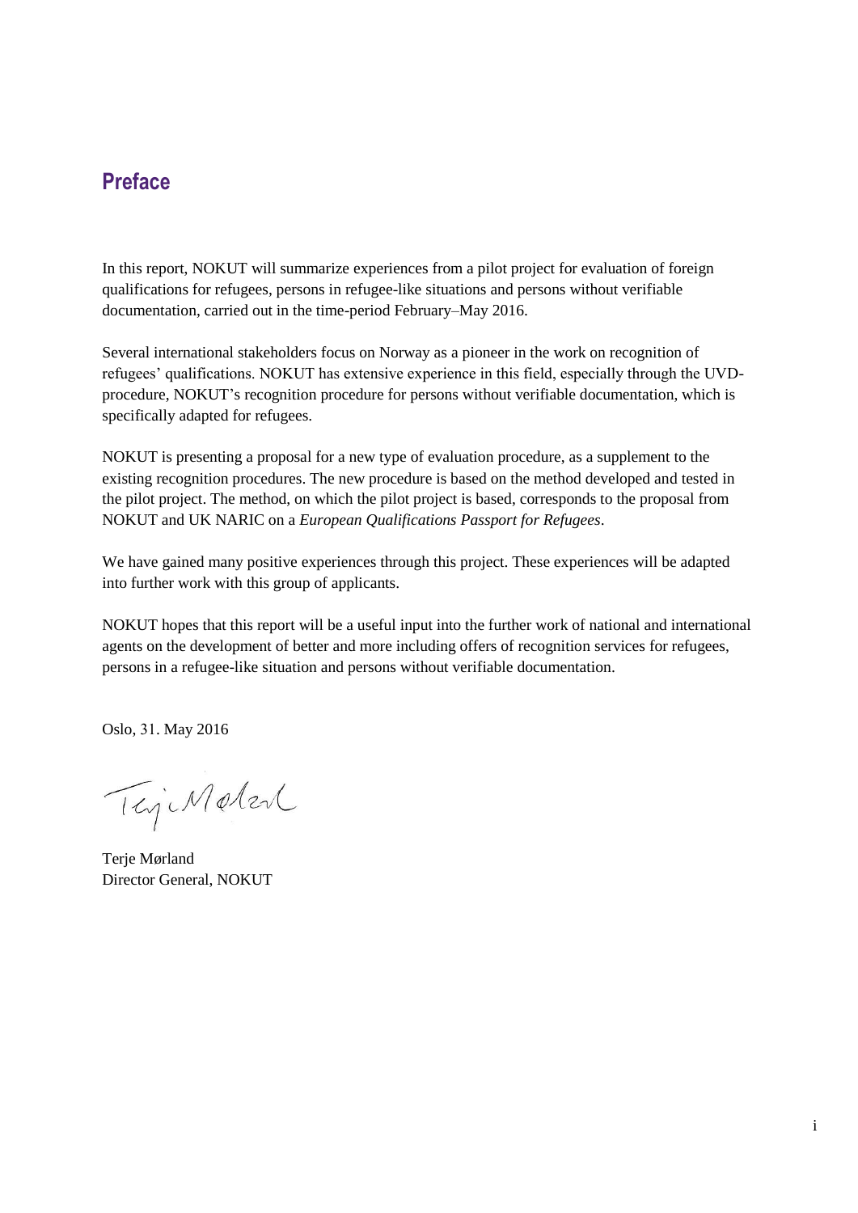## Preface

In this report, NOKUT will summarize experiences from a pilot project for evaluation of foreign qualifications for refugees, persons in refugee-like situations and persons without verifiable documentation, carried out in the time-period February–May 2016.

Several international stakeholders focus on Norway as a pioneer in the work on recognition of refugees' qualifications. NOKUT has extensive experience in this field, especially through the UVD-procedure, NOKUT's recognition procedure for persons without verifiable documentation, which is specifically adapted for refugees.

NOKUT is presenting a proposal for a new type of evaluation procedure, as a supplement to the existing recognition procedures. The new procedure is based on the method developed and tested in the pilot project. The method, on which the pilot project is based, corresponds to the proposal from NOKUT and UK NARIC on a *European Qualifications Passport for Refugees*.

We have gained many positive experiences through this project. These experiences will be adapted into further work with this group of applicants.

NOKUT hopes that this report will be a useful input into the further work of national and international agents on the development of better and more including offers of recognition services for refugees, persons in a refugee-like situation and persons without verifiable documentation.

Oslo, 31. May 2016

Terje Mørland
Director General, NOKUT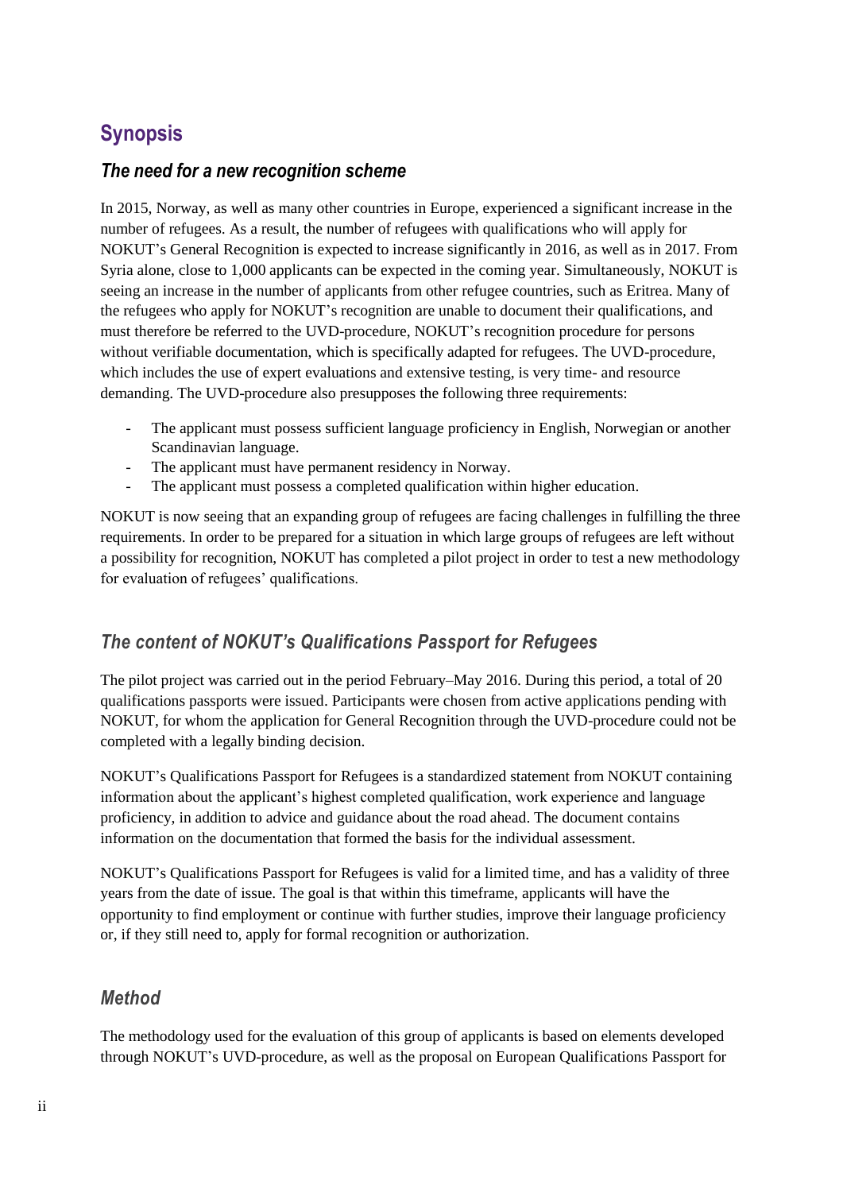## Synopsis

### *The need for a new recognition scheme*

In 2015, Norway, as well as many other countries in Europe, experienced a significant increase in the number of refugees. As a result, the number of refugees with qualifications who will apply for NOKUT's General Recognition is expected to increase significantly in 2016, as well as in 2017. From Syria alone, close to 1,000 applicants can be expected in the coming year. Simultaneously, NOKUT is seeing an increase in the number of applicants from other refugee countries, such as Eritrea. Many of the refugees who apply for NOKUT's recognition are unable to document their qualifications, and must therefore be referred to the UVD-procedure, NOKUT's recognition procedure for persons without verifiable documentation, which is specifically adapted for refugees. The UVD-procedure, which includes the use of expert evaluations and extensive testing, is very time- and resource demanding. The UVD-procedure also presupposes the following three requirements:

- The applicant must possess sufficient language proficiency in English, Norwegian or another Scandinavian language.
- The applicant must have permanent residency in Norway.
- The applicant must possess a completed qualification within higher education.

NOKUT is now seeing that an expanding group of refugees are facing challenges in fulfilling the three requirements. In order to be prepared for a situation in which large groups of refugees are left without a possibility for recognition, NOKUT has completed a pilot project in order to test a new methodology for evaluation of refugees' qualifications.

### *The content of NOKUT's Qualifications Passport for Refugees*

The pilot project was carried out in the period February–May 2016. During this period, a total of 20 qualifications passports were issued. Participants were chosen from active applications pending with NOKUT, for whom the application for General Recognition through the UVD-procedure could not be completed with a legally binding decision.

NOKUT's Qualifications Passport for Refugees is a standardized statement from NOKUT containing information about the applicant's highest completed qualification, work experience and language proficiency, in addition to advice and guidance about the road ahead. The document contains information on the documentation that formed the basis for the individual assessment.

NOKUT's Qualifications Passport for Refugees is valid for a limited time, and has a validity of three years from the date of issue. The goal is that within this timeframe, applicants will have the opportunity to find employment or continue with further studies, improve their language proficiency or, if they still need to, apply for formal recognition or authorization.

### *Method*

The methodology used for the evaluation of this group of applicants is based on elements developed through NOKUT's UVD-procedure, as well as the proposal on European Qualifications Passport for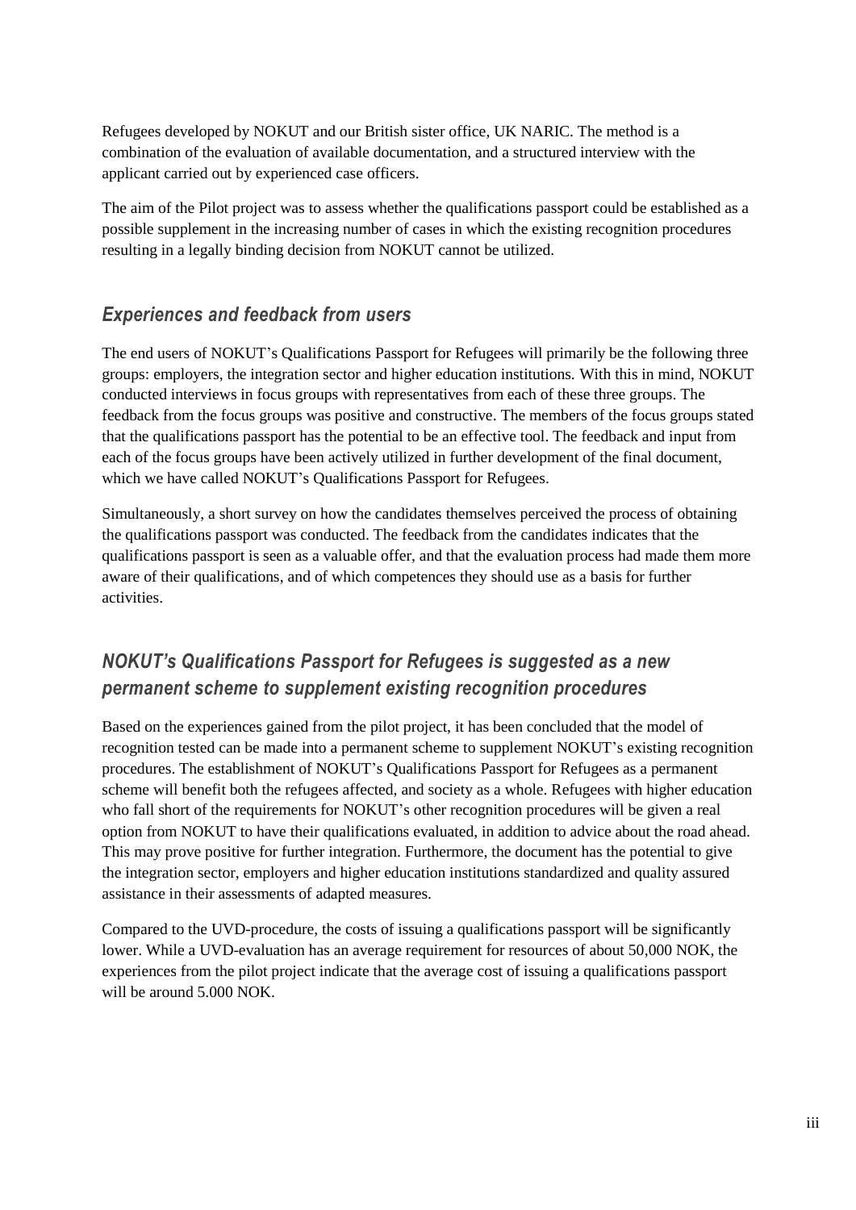Refugees developed by NOKUT and our British sister office, UK NARIC. The method is a combination of the evaluation of available documentation, and a structured interview with the applicant carried out by experienced case officers.

The aim of the Pilot project was to assess whether the qualifications passport could be established as a possible supplement in the increasing number of cases in which the existing recognition procedures resulting in a legally binding decision from NOKUT cannot be utilized.

## *Experiences and feedback from users*

The end users of NOKUT's Qualifications Passport for Refugees will primarily be the following three groups: employers, the integration sector and higher education institutions. With this in mind, NOKUT conducted interviews in focus groups with representatives from each of these three groups. The feedback from the focus groups was positive and constructive. The members of the focus groups stated that the qualifications passport has the potential to be an effective tool. The feedback and input from each of the focus groups have been actively utilized in further development of the final document, which we have called NOKUT's Qualifications Passport for Refugees.

Simultaneously, a short survey on how the candidates themselves perceived the process of obtaining the qualifications passport was conducted. The feedback from the candidates indicates that the qualifications passport is seen as a valuable offer, and that the evaluation process had made them more aware of their qualifications, and of which competences they should use as a basis for further activities.

## *NOKUT's Qualifications Passport for Refugees is suggested as a new permanent scheme to supplement existing recognition procedures*

Based on the experiences gained from the pilot project, it has been concluded that the model of recognition tested can be made into a permanent scheme to supplement NOKUT's existing recognition procedures. The establishment of NOKUT's Qualifications Passport for Refugees as a permanent scheme will benefit both the refugees affected, and society as a whole. Refugees with higher education who fall short of the requirements for NOKUT's other recognition procedures will be given a real option from NOKUT to have their qualifications evaluated, in addition to advice about the road ahead. This may prove positive for further integration. Furthermore, the document has the potential to give the integration sector, employers and higher education institutions standardized and quality assured assistance in their assessments of adapted measures.

Compared to the UVD-procedure, the costs of issuing a qualifications passport will be significantly lower. While a UVD-evaluation has an average requirement for resources of about 50,000 NOK, the experiences from the pilot project indicate that the average cost of issuing a qualifications passport will be around 5.000 NOK.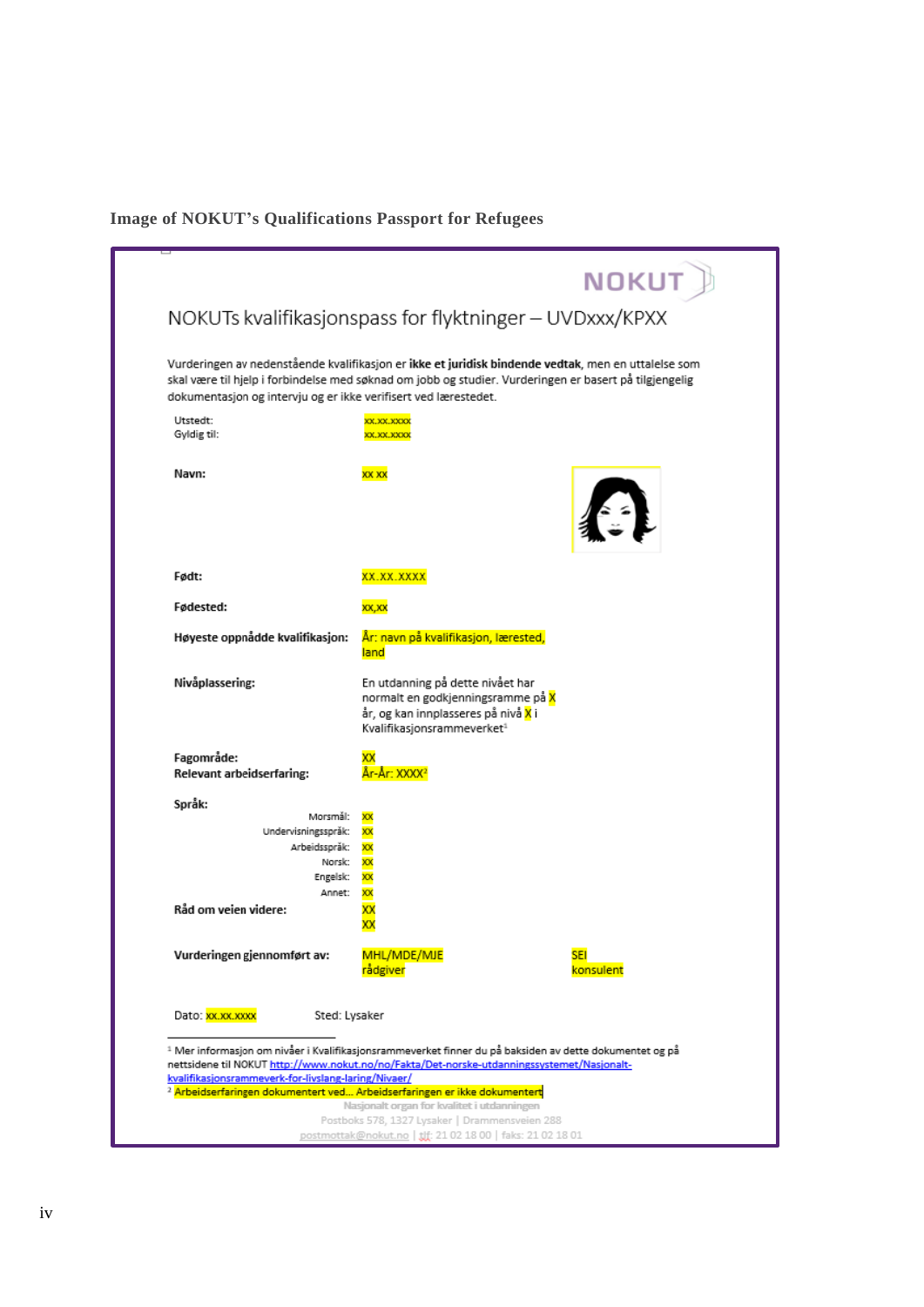**Image of NOKUT's Qualifications Passport for Refugees**

NOKUT

# NOKUTs kvalifikasjonspass for flyktninger – UVDxxx/KPXX

Vurderingen av nedenstående kvalifikasjon er **ikke et juridisk bindende vedtak**, men en uttalelse som skal være til hjelp i forbindelse med søknad om jobb og studier. Vurderingen er basert på tilgjengelig dokumentasjon og intervju og er ikke verifisert ved lærestedet.

| | |
|---|---|
| Utstedt: | xx.xx.xxxx |
| Gyldig til: | xx.xx.xxxx |
| **Navn:** | xx xx |
| **Født:** | XX.XX.XXXX |
| **Fødested:** | xx,xx |
| **Høyeste oppnådde kvalifikasjon:** | År: navn på kvalifikasjon, lærested, land |
| **Nivåplassering:** | En utdanning på dette nivået har normalt en godkjenningsramme på X år, og kan innplasseres på nivå X i Kvalifikasjonsrammeverket[1] |
| **Fagområde:** | XX |
| **Relevant arbeidserfaring:** | År-År: XXXX[2] |
| **Språk:** | |
| Morsmål: | XX |
| Undervisningsspråk: | XX |
| Arbeidsspråk: | XX |
| Norsk: | XX |
| Engelsk: | XX |
| Annet: | XX |
| **Råd om veien videre:** | XX<br>XX |
| **Vurderingen gjennomført av:** | MHL/MDE/MJE rådgiver &nbsp;&nbsp;&nbsp; SEI konsulent |

Dato: xx.xx.xxxx &nbsp;&nbsp;&nbsp; Sted: Lysaker

[1] Mer informasjon om nivåer i Kvalifikasjonsrammeverket finner du på baksiden av dette dokumentet og på nettsidene til NOKUT http://www.nokut.no/no/Fakta/Det-norske-utdanningssystemet/Nasjonalt-kvalifikasjonsrammeverk-for-livslang-laring/Nivaer/

[2] Arbeidserfaringen dokumentert ved… Arbeidserfaringen er ikke dokumentert

Nasjonalt organ for kvalitet i utdanningen
Postboks 578, 1327 Lysaker | Drammensveien 288
postmottak@nokut.no | tlf: 21 02 18 00 | faks: 21 02 18 01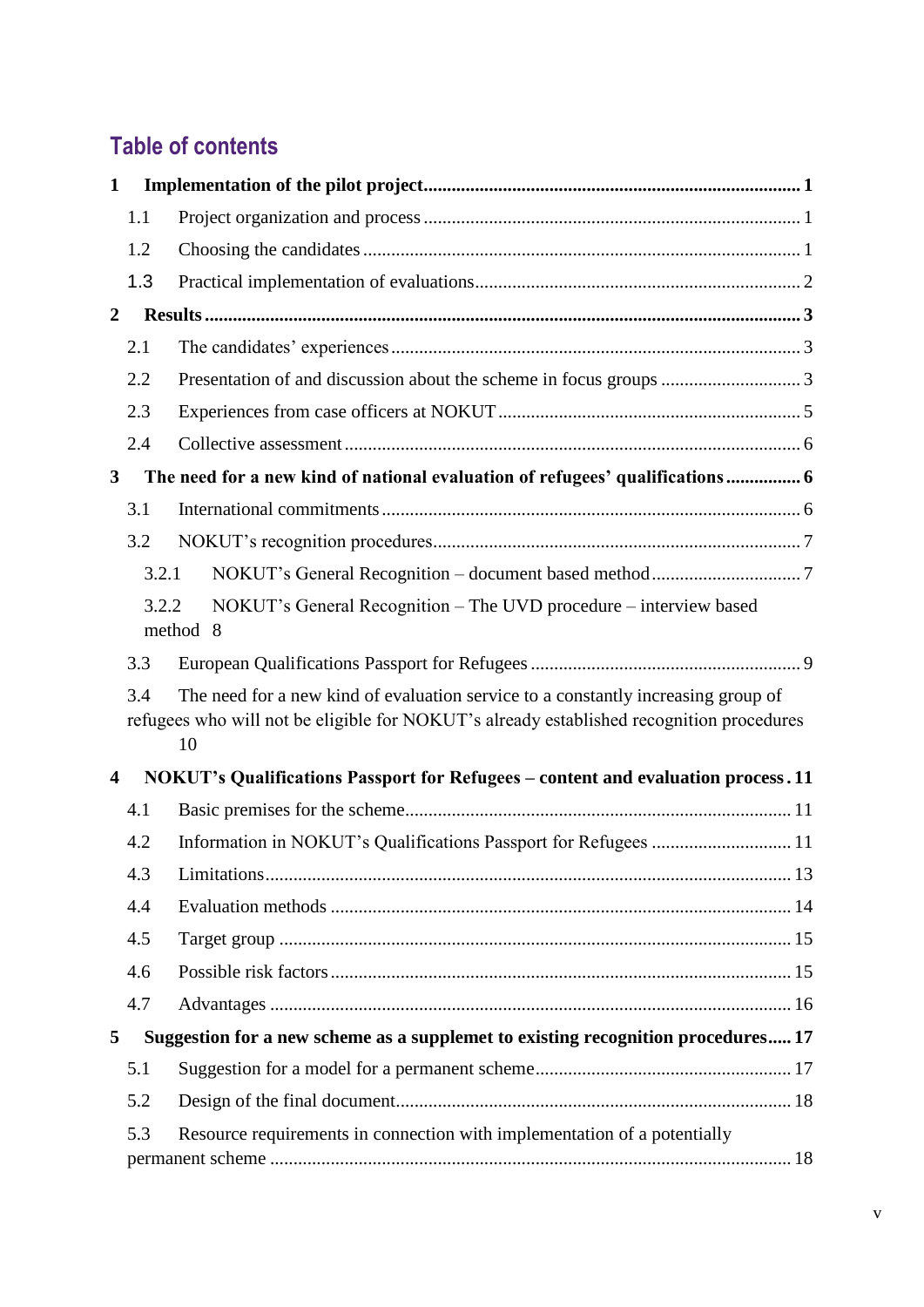## Table of contents

**1 Implementation of the pilot project ... 1**

- 1.1 Project organization and process ... 1
- 1.2 Choosing the candidates ... 1
- 1.3 Practical implementation of evaluations ... 2

**2 Results ... 3**

- 2.1 The candidates' experiences ... 3
- 2.2 Presentation of and discussion about the scheme in focus groups ... 3
- 2.3 Experiences from case officers at NOKUT ... 5
- 2.4 Collective assessment ... 6

**3 The need for a new kind of national evaluation of refugees' qualifications ... 6**

- 3.1 International commitments ... 6
- 3.2 NOKUT's recognition procedures ... 7
  - 3.2.1 NOKUT's General Recognition – document based method ... 7
  - 3.2.2 NOKUT's General Recognition – The UVD procedure – interview based method 8
- 3.3 European Qualifications Passport for Refugees ... 9
- 3.4 The need for a new kind of evaluation service to a constantly increasing group of refugees who will not be eligible for NOKUT's already established recognition procedures 10

**4 NOKUT's Qualifications Passport for Refugees – content and evaluation process . 11**

- 4.1 Basic premises for the scheme ... 11
- 4.2 Information in NOKUT's Qualifications Passport for Refugees ... 11
- 4.3 Limitations ... 13
- 4.4 Evaluation methods ... 14
- 4.5 Target group ... 15
- 4.6 Possible risk factors ... 15
- 4.7 Advantages ... 16

**5 Suggestion for a new scheme as a supplemet to existing recognition procedures ..... 17**

- 5.1 Suggestion for a model for a permanent scheme ... 17
- 5.2 Design of the final document ... 18
- 5.3 Resource requirements in connection with implementation of a potentially permanent scheme ... 18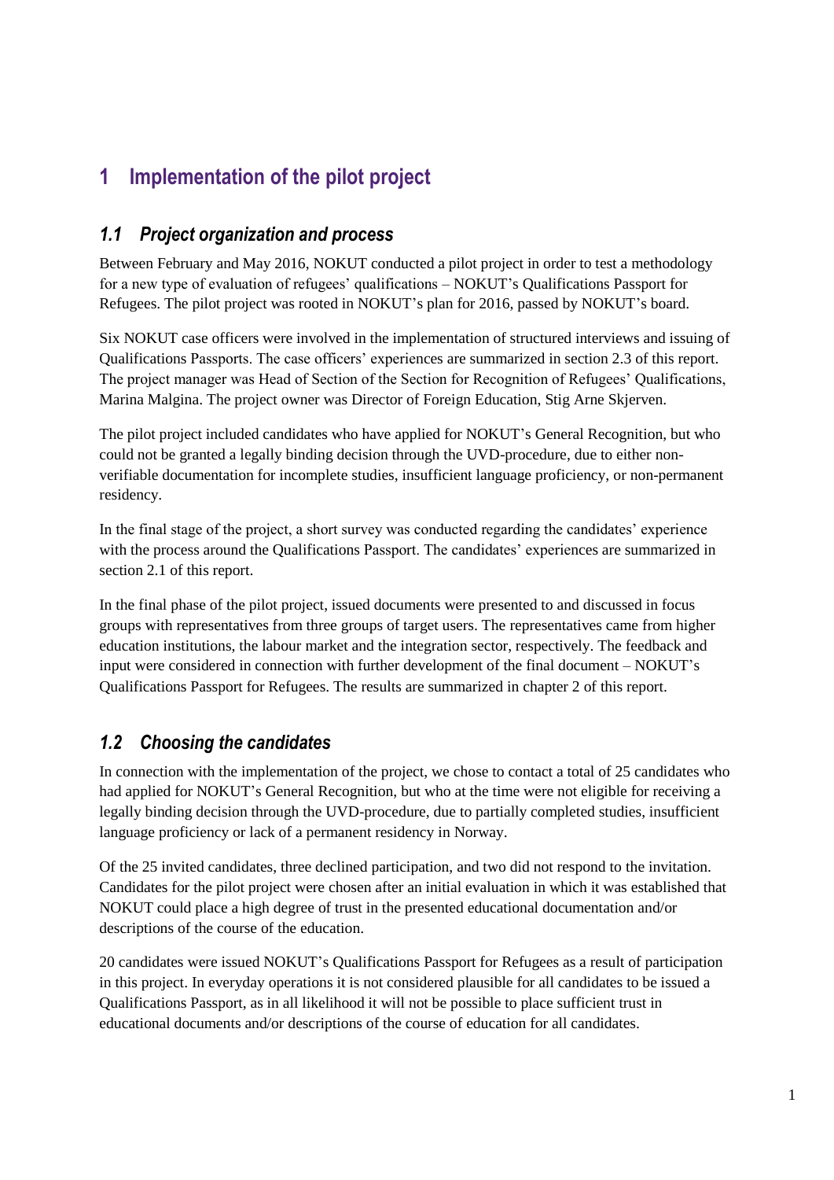# 1 Implementation of the pilot project

## 1.1 Project organization and process

Between February and May 2016, NOKUT conducted a pilot project in order to test a methodology for a new type of evaluation of refugees' qualifications – NOKUT's Qualifications Passport for Refugees. The pilot project was rooted in NOKUT's plan for 2016, passed by NOKUT's board.

Six NOKUT case officers were involved in the implementation of structured interviews and issuing of Qualifications Passports. The case officers' experiences are summarized in section 2.3 of this report. The project manager was Head of Section of the Section for Recognition of Refugees' Qualifications, Marina Malgina. The project owner was Director of Foreign Education, Stig Arne Skjerven.

The pilot project included candidates who have applied for NOKUT's General Recognition, but who could not be granted a legally binding decision through the UVD-procedure, due to either non-verifiable documentation for incomplete studies, insufficient language proficiency, or non-permanent residency.

In the final stage of the project, a short survey was conducted regarding the candidates' experience with the process around the Qualifications Passport. The candidates' experiences are summarized in section 2.1 of this report.

In the final phase of the pilot project, issued documents were presented to and discussed in focus groups with representatives from three groups of target users. The representatives came from higher education institutions, the labour market and the integration sector, respectively. The feedback and input were considered in connection with further development of the final document – NOKUT's Qualifications Passport for Refugees. The results are summarized in chapter 2 of this report.

## 1.2 Choosing the candidates

In connection with the implementation of the project, we chose to contact a total of 25 candidates who had applied for NOKUT's General Recognition, but who at the time were not eligible for receiving a legally binding decision through the UVD-procedure, due to partially completed studies, insufficient language proficiency or lack of a permanent residency in Norway.

Of the 25 invited candidates, three declined participation, and two did not respond to the invitation. Candidates for the pilot project were chosen after an initial evaluation in which it was established that NOKUT could place a high degree of trust in the presented educational documentation and/or descriptions of the course of the education.

20 candidates were issued NOKUT's Qualifications Passport for Refugees as a result of participation in this project. In everyday operations it is not considered plausible for all candidates to be issued a Qualifications Passport, as in all likelihood it will not be possible to place sufficient trust in educational documents and/or descriptions of the course of education for all candidates.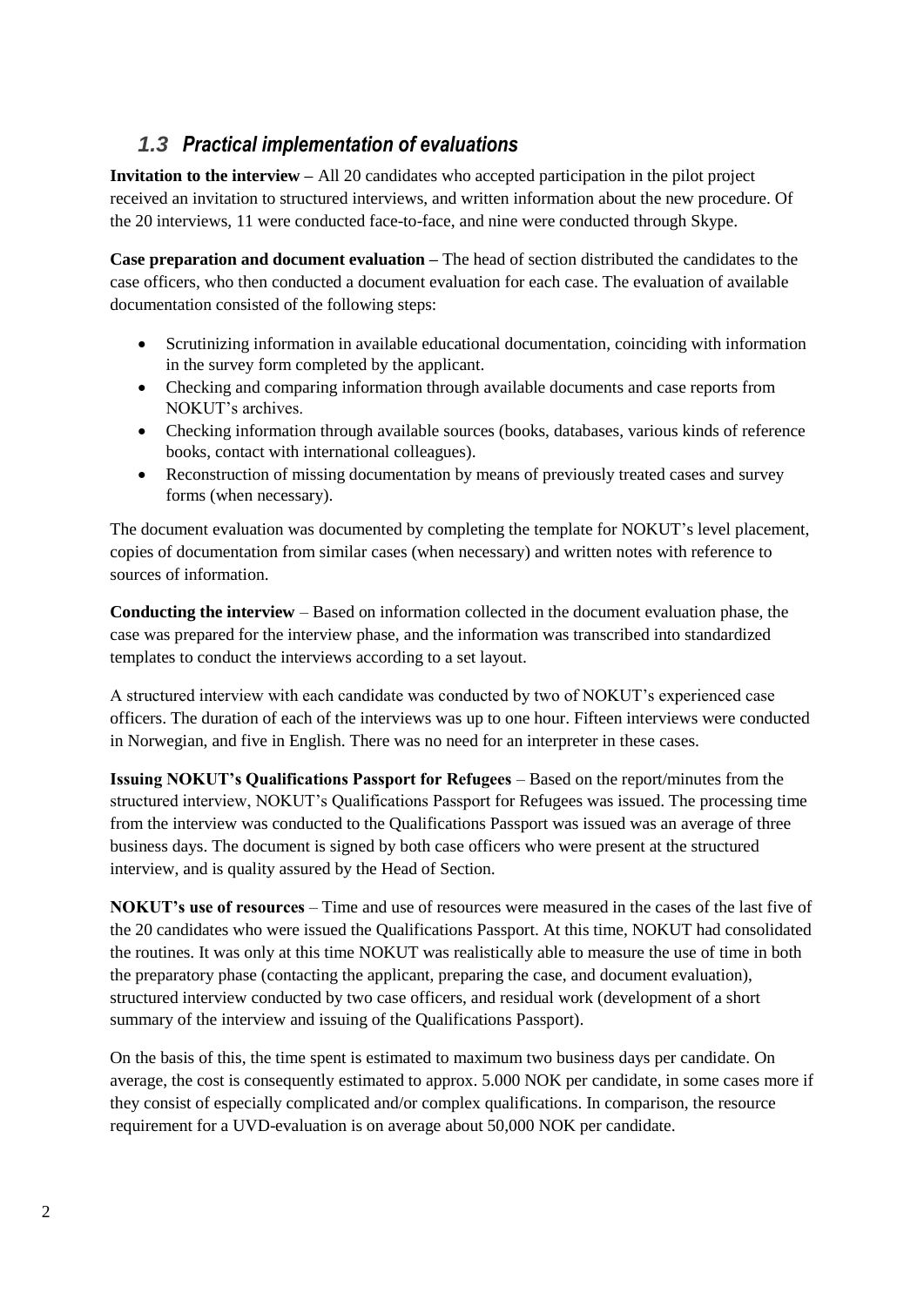## *1.3 Practical implementation of evaluations*

**Invitation to the interview –** All 20 candidates who accepted participation in the pilot project received an invitation to structured interviews, and written information about the new procedure. Of the 20 interviews, 11 were conducted face-to-face, and nine were conducted through Skype.

**Case preparation and document evaluation –** The head of section distributed the candidates to the case officers, who then conducted a document evaluation for each case. The evaluation of available documentation consisted of the following steps:

- Scrutinizing information in available educational documentation, coinciding with information in the survey form completed by the applicant.
- Checking and comparing information through available documents and case reports from NOKUT's archives.
- Checking information through available sources (books, databases, various kinds of reference books, contact with international colleagues).
- Reconstruction of missing documentation by means of previously treated cases and survey forms (when necessary).

The document evaluation was documented by completing the template for NOKUT's level placement, copies of documentation from similar cases (when necessary) and written notes with reference to sources of information.

**Conducting the interview** – Based on information collected in the document evaluation phase, the case was prepared for the interview phase, and the information was transcribed into standardized templates to conduct the interviews according to a set layout.

A structured interview with each candidate was conducted by two of NOKUT's experienced case officers. The duration of each of the interviews was up to one hour. Fifteen interviews were conducted in Norwegian, and five in English. There was no need for an interpreter in these cases.

**Issuing NOKUT's Qualifications Passport for Refugees** – Based on the report/minutes from the structured interview, NOKUT's Qualifications Passport for Refugees was issued. The processing time from the interview was conducted to the Qualifications Passport was issued was an average of three business days. The document is signed by both case officers who were present at the structured interview, and is quality assured by the Head of Section.

**NOKUT's use of resources** – Time and use of resources were measured in the cases of the last five of the 20 candidates who were issued the Qualifications Passport. At this time, NOKUT had consolidated the routines. It was only at this time NOKUT was realistically able to measure the use of time in both the preparatory phase (contacting the applicant, preparing the case, and document evaluation), structured interview conducted by two case officers, and residual work (development of a short summary of the interview and issuing of the Qualifications Passport).

On the basis of this, the time spent is estimated to maximum two business days per candidate. On average, the cost is consequently estimated to approx. 5.000 NOK per candidate, in some cases more if they consist of especially complicated and/or complex qualifications. In comparison, the resource requirement for a UVD-evaluation is on average about 50,000 NOK per candidate.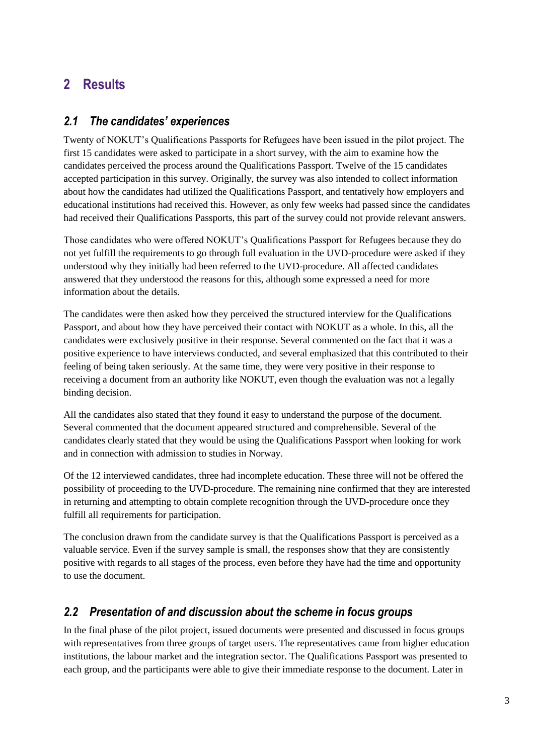# 2 Results

## *2.1 The candidates' experiences*

Twenty of NOKUT's Qualifications Passports for Refugees have been issued in the pilot project. The first 15 candidates were asked to participate in a short survey, with the aim to examine how the candidates perceived the process around the Qualifications Passport. Twelve of the 15 candidates accepted participation in this survey. Originally, the survey was also intended to collect information about how the candidates had utilized the Qualifications Passport, and tentatively how employers and educational institutions had received this. However, as only few weeks had passed since the candidates had received their Qualifications Passports, this part of the survey could not provide relevant answers.

Those candidates who were offered NOKUT's Qualifications Passport for Refugees because they do not yet fulfill the requirements to go through full evaluation in the UVD-procedure were asked if they understood why they initially had been referred to the UVD-procedure. All affected candidates answered that they understood the reasons for this, although some expressed a need for more information about the details.

The candidates were then asked how they perceived the structured interview for the Qualifications Passport, and about how they have perceived their contact with NOKUT as a whole. In this, all the candidates were exclusively positive in their response. Several commented on the fact that it was a positive experience to have interviews conducted, and several emphasized that this contributed to their feeling of being taken seriously. At the same time, they were very positive in their response to receiving a document from an authority like NOKUT, even though the evaluation was not a legally binding decision.

All the candidates also stated that they found it easy to understand the purpose of the document. Several commented that the document appeared structured and comprehensible. Several of the candidates clearly stated that they would be using the Qualifications Passport when looking for work and in connection with admission to studies in Norway.

Of the 12 interviewed candidates, three had incomplete education. These three will not be offered the possibility of proceeding to the UVD-procedure. The remaining nine confirmed that they are interested in returning and attempting to obtain complete recognition through the UVD-procedure once they fulfill all requirements for participation.

The conclusion drawn from the candidate survey is that the Qualifications Passport is perceived as a valuable service. Even if the survey sample is small, the responses show that they are consistently positive with regards to all stages of the process, even before they have had the time and opportunity to use the document.

## *2.2 Presentation of and discussion about the scheme in focus groups*

In the final phase of the pilot project, issued documents were presented and discussed in focus groups with representatives from three groups of target users. The representatives came from higher education institutions, the labour market and the integration sector. The Qualifications Passport was presented to each group, and the participants were able to give their immediate response to the document. Later in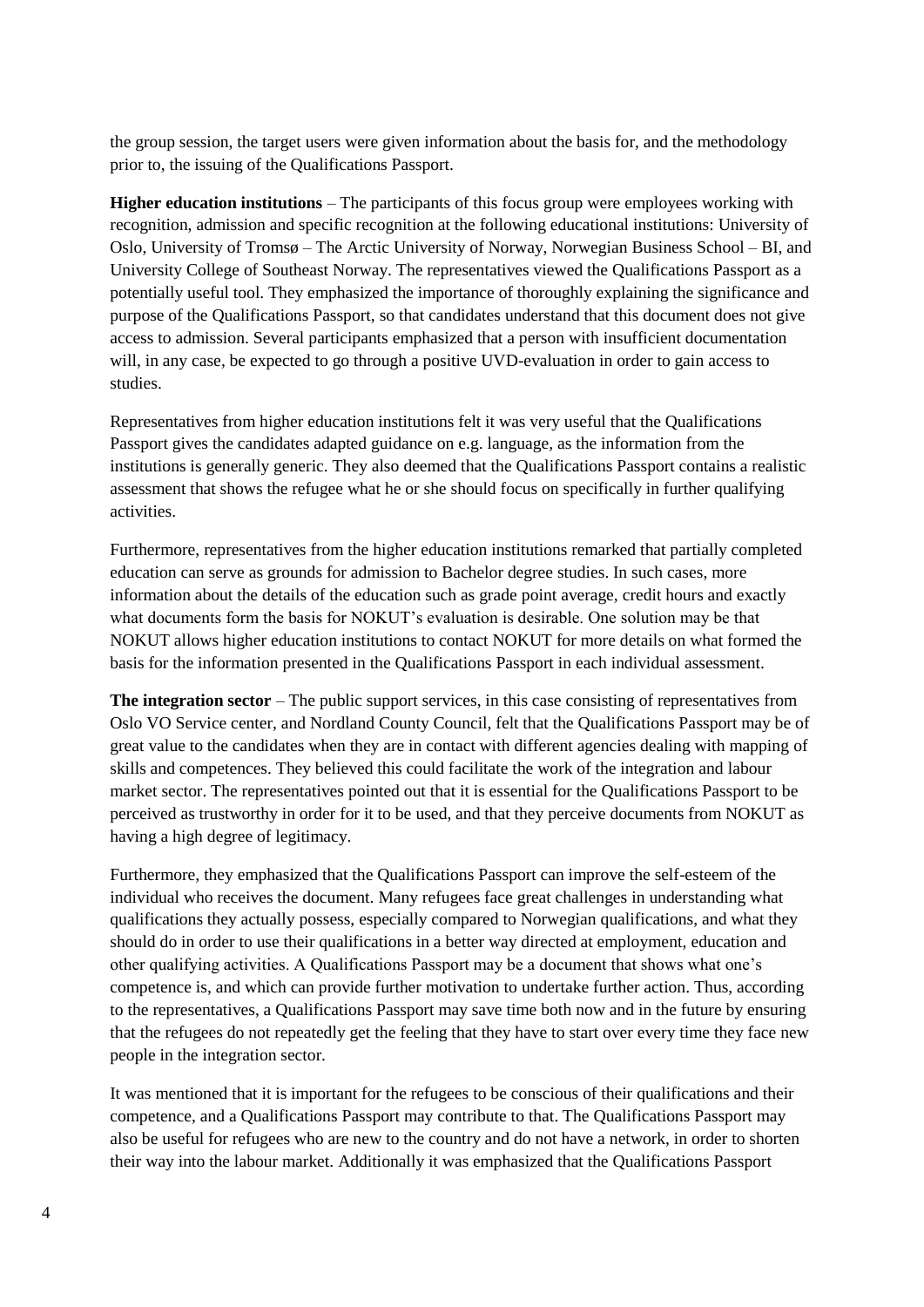the group session, the target users were given information about the basis for, and the methodology prior to, the issuing of the Qualifications Passport.

**Higher education institutions** – The participants of this focus group were employees working with recognition, admission and specific recognition at the following educational institutions: University of Oslo, University of Tromsø – The Arctic University of Norway, Norwegian Business School – BI, and University College of Southeast Norway. The representatives viewed the Qualifications Passport as a potentially useful tool. They emphasized the importance of thoroughly explaining the significance and purpose of the Qualifications Passport, so that candidates understand that this document does not give access to admission. Several participants emphasized that a person with insufficient documentation will, in any case, be expected to go through a positive UVD-evaluation in order to gain access to studies.

Representatives from higher education institutions felt it was very useful that the Qualifications Passport gives the candidates adapted guidance on e.g. language, as the information from the institutions is generally generic. They also deemed that the Qualifications Passport contains a realistic assessment that shows the refugee what he or she should focus on specifically in further qualifying activities.

Furthermore, representatives from the higher education institutions remarked that partially completed education can serve as grounds for admission to Bachelor degree studies. In such cases, more information about the details of the education such as grade point average, credit hours and exactly what documents form the basis for NOKUT's evaluation is desirable. One solution may be that NOKUT allows higher education institutions to contact NOKUT for more details on what formed the basis for the information presented in the Qualifications Passport in each individual assessment.

**The integration sector** – The public support services, in this case consisting of representatives from Oslo VO Service center, and Nordland County Council, felt that the Qualifications Passport may be of great value to the candidates when they are in contact with different agencies dealing with mapping of skills and competences. They believed this could facilitate the work of the integration and labour market sector. The representatives pointed out that it is essential for the Qualifications Passport to be perceived as trustworthy in order for it to be used, and that they perceive documents from NOKUT as having a high degree of legitimacy.

Furthermore, they emphasized that the Qualifications Passport can improve the self-esteem of the individual who receives the document. Many refugees face great challenges in understanding what qualifications they actually possess, especially compared to Norwegian qualifications, and what they should do in order to use their qualifications in a better way directed at employment, education and other qualifying activities. A Qualifications Passport may be a document that shows what one's competence is, and which can provide further motivation to undertake further action. Thus, according to the representatives, a Qualifications Passport may save time both now and in the future by ensuring that the refugees do not repeatedly get the feeling that they have to start over every time they face new people in the integration sector.

It was mentioned that it is important for the refugees to be conscious of their qualifications and their competence, and a Qualifications Passport may contribute to that. The Qualifications Passport may also be useful for refugees who are new to the country and do not have a network, in order to shorten their way into the labour market. Additionally it was emphasized that the Qualifications Passport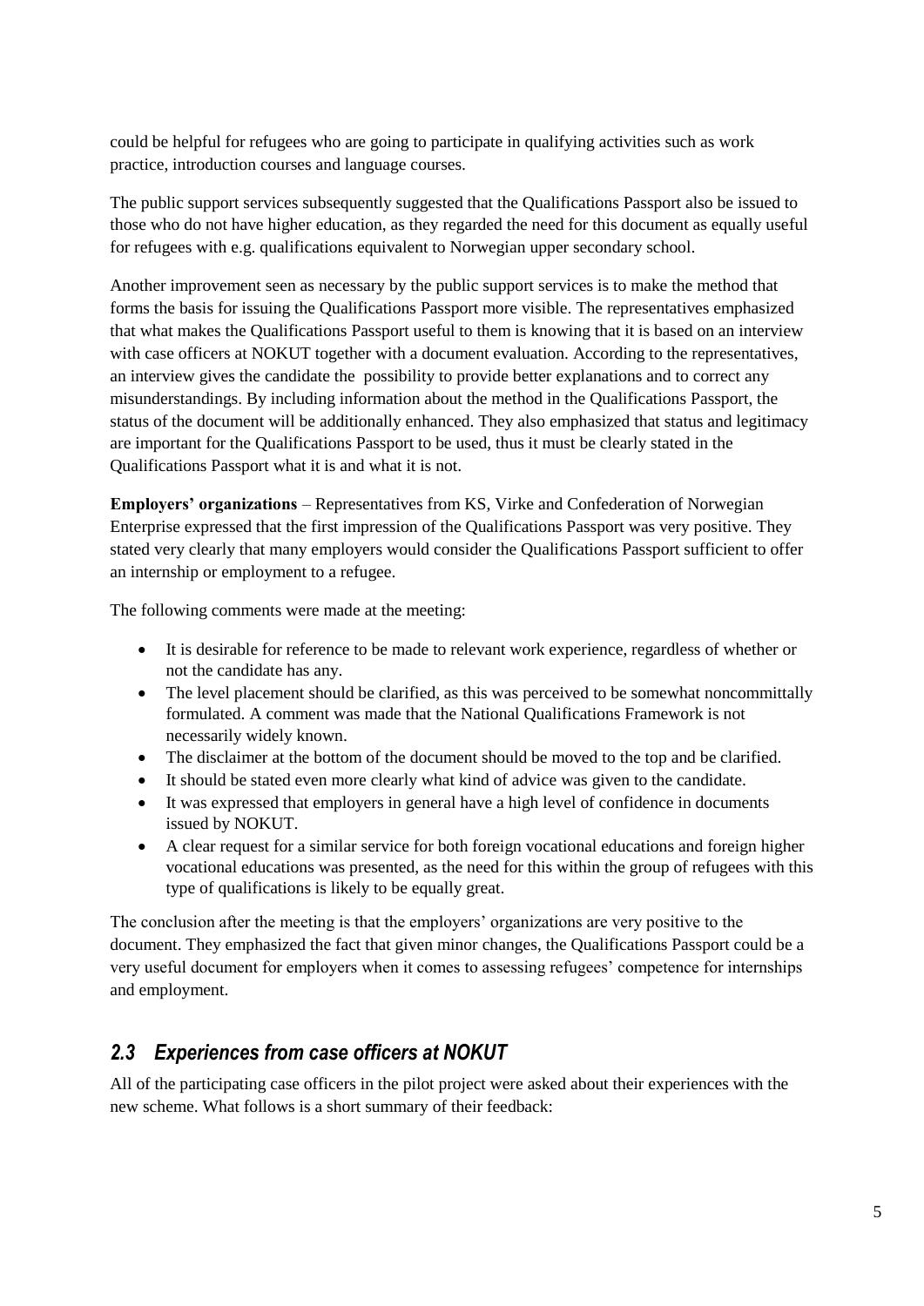could be helpful for refugees who are going to participate in qualifying activities such as work practice, introduction courses and language courses.

The public support services subsequently suggested that the Qualifications Passport also be issued to those who do not have higher education, as they regarded the need for this document as equally useful for refugees with e.g. qualifications equivalent to Norwegian upper secondary school.

Another improvement seen as necessary by the public support services is to make the method that forms the basis for issuing the Qualifications Passport more visible. The representatives emphasized that what makes the Qualifications Passport useful to them is knowing that it is based on an interview with case officers at NOKUT together with a document evaluation. According to the representatives, an interview gives the candidate the possibility to provide better explanations and to correct any misunderstandings. By including information about the method in the Qualifications Passport, the status of the document will be additionally enhanced. They also emphasized that status and legitimacy are important for the Qualifications Passport to be used, thus it must be clearly stated in the Qualifications Passport what it is and what it is not.

**Employers' organizations** – Representatives from KS, Virke and Confederation of Norwegian Enterprise expressed that the first impression of the Qualifications Passport was very positive. They stated very clearly that many employers would consider the Qualifications Passport sufficient to offer an internship or employment to a refugee.

The following comments were made at the meeting:

- It is desirable for reference to be made to relevant work experience, regardless of whether or not the candidate has any.
- The level placement should be clarified, as this was perceived to be somewhat noncommittally formulated. A comment was made that the National Qualifications Framework is not necessarily widely known.
- The disclaimer at the bottom of the document should be moved to the top and be clarified.
- It should be stated even more clearly what kind of advice was given to the candidate.
- It was expressed that employers in general have a high level of confidence in documents issued by NOKUT.
- A clear request for a similar service for both foreign vocational educations and foreign higher vocational educations was presented, as the need for this within the group of refugees with this type of qualifications is likely to be equally great.

The conclusion after the meeting is that the employers' organizations are very positive to the document. They emphasized the fact that given minor changes, the Qualifications Passport could be a very useful document for employers when it comes to assessing refugees' competence for internships and employment.

## *2.3 Experiences from case officers at NOKUT*

All of the participating case officers in the pilot project were asked about their experiences with the new scheme. What follows is a short summary of their feedback: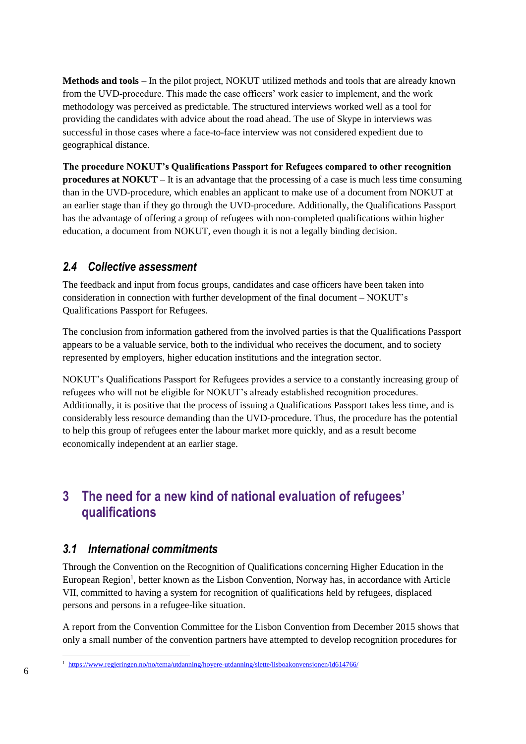**Methods and tools** – In the pilot project, NOKUT utilized methods and tools that are already known from the UVD-procedure. This made the case officers' work easier to implement, and the work methodology was perceived as predictable. The structured interviews worked well as a tool for providing the candidates with advice about the road ahead. The use of Skype in interviews was successful in those cases where a face-to-face interview was not considered expedient due to geographical distance.

**The procedure NOKUT's Qualifications Passport for Refugees compared to other recognition procedures at NOKUT** – It is an advantage that the processing of a case is much less time consuming than in the UVD-procedure, which enables an applicant to make use of a document from NOKUT at an earlier stage than if they go through the UVD-procedure. Additionally, the Qualifications Passport has the advantage of offering a group of refugees with non-completed qualifications within higher education, a document from NOKUT, even though it is not a legally binding decision.

### *2.4 Collective assessment*

The feedback and input from focus groups, candidates and case officers have been taken into consideration in connection with further development of the final document – NOKUT's Qualifications Passport for Refugees.

The conclusion from information gathered from the involved parties is that the Qualifications Passport appears to be a valuable service, both to the individual who receives the document, and to society represented by employers, higher education institutions and the integration sector.

NOKUT's Qualifications Passport for Refugees provides a service to a constantly increasing group of refugees who will not be eligible for NOKUT's already established recognition procedures. Additionally, it is positive that the process of issuing a Qualifications Passport takes less time, and is considerably less resource demanding than the UVD-procedure. Thus, the procedure has the potential to help this group of refugees enter the labour market more quickly, and as a result become economically independent at an earlier stage.

## 3 The need for a new kind of national evaluation of refugees' qualifications

### *3.1 International commitments*

Through the Convention on the Recognition of Qualifications concerning Higher Education in the European Region[1], better known as the Lisbon Convention, Norway has, in accordance with Article VII, committed to having a system for recognition of qualifications held by refugees, displaced persons and persons in a refugee-like situation.

A report from the Convention Committee for the Lisbon Convention from December 2015 shows that only a small number of the convention partners have attempted to develop recognition procedures for

[1] https://www.regjeringen.no/no/tema/utdanning/hoyere-utdanning/slette/lisboakonvensjonen/id614766/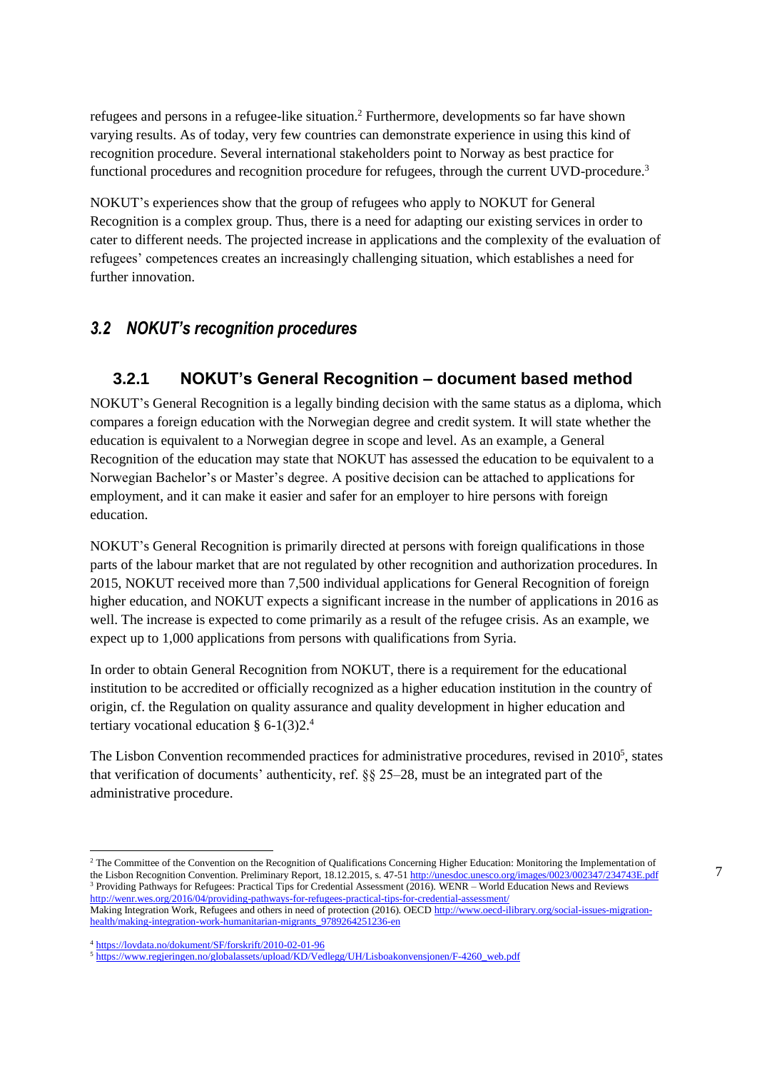refugees and persons in a refugee-like situation.[2] Furthermore, developments so far have shown varying results. As of today, very few countries can demonstrate experience in using this kind of recognition procedure. Several international stakeholders point to Norway as best practice for functional procedures and recognition procedure for refugees, through the current UVD-procedure.[3]

NOKUT's experiences show that the group of refugees who apply to NOKUT for General Recognition is a complex group. Thus, there is a need for adapting our existing services in order to cater to different needs. The projected increase in applications and the complexity of the evaluation of refugees' competences creates an increasingly challenging situation, which establishes a need for further innovation.

## *3.2 NOKUT's recognition procedures*

### 3.2.1 NOKUT's General Recognition – document based method

NOKUT's General Recognition is a legally binding decision with the same status as a diploma, which compares a foreign education with the Norwegian degree and credit system. It will state whether the education is equivalent to a Norwegian degree in scope and level. As an example, a General Recognition of the education may state that NOKUT has assessed the education to be equivalent to a Norwegian Bachelor's or Master's degree. A positive decision can be attached to applications for employment, and it can make it easier and safer for an employer to hire persons with foreign education.

NOKUT's General Recognition is primarily directed at persons with foreign qualifications in those parts of the labour market that are not regulated by other recognition and authorization procedures. In 2015, NOKUT received more than 7,500 individual applications for General Recognition of foreign higher education, and NOKUT expects a significant increase in the number of applications in 2016 as well. The increase is expected to come primarily as a result of the refugee crisis. As an example, we expect up to 1,000 applications from persons with qualifications from Syria.

In order to obtain General Recognition from NOKUT, there is a requirement for the educational institution to be accredited or officially recognized as a higher education institution in the country of origin, cf. the Regulation on quality assurance and quality development in higher education and tertiary vocational education § 6-1(3)2.[4]

The Lisbon Convention recommended practices for administrative procedures, revised in 2010[5], states that verification of documents' authenticity, ref. §§ 25–28, must be an integrated part of the administrative procedure.

---

[2] The Committee of the Convention on the Recognition of Qualifications Concerning Higher Education: Monitoring the Implementation of the Lisbon Recognition Convention. Preliminary Report, 18.12.2015, s. 47-51 http://unesdoc.unesco.org/images/0023/002347/234743E.pdf

[3] Providing Pathways for Refugees: Practical Tips for Credential Assessment (2016). WENR – World Education News and Reviews http://wenr.wes.org/2016/04/providing-pathways-for-refugees-practical-tips-for-credential-assessment/
Making Integration Work, Refugees and others in need of protection (2016). OECD http://www.oecd-ilibrary.org/social-issues-migration-health/making-integration-work-humanitarian-migrants_9789264251236-en

[4] https://lovdata.no/dokument/SF/forskrift/2010-02-01-96

[5] https://www.regjeringen.no/globalassets/upload/KD/Vedlegg/UH/Lisboakonvensjonen/F-4260_web.pdf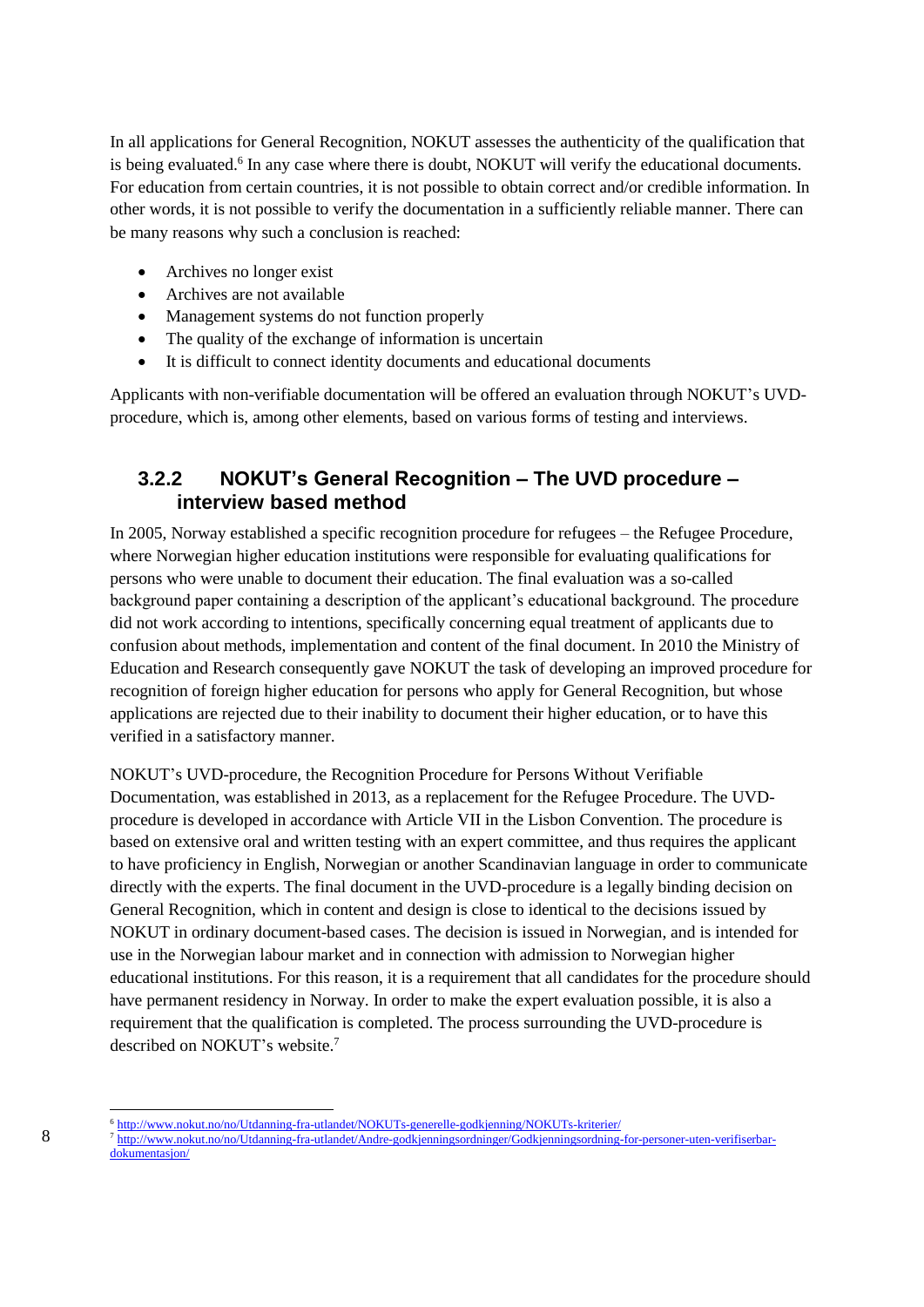In all applications for General Recognition, NOKUT assesses the authenticity of the qualification that is being evaluated.[6] In any case where there is doubt, NOKUT will verify the educational documents. For education from certain countries, it is not possible to obtain correct and/or credible information. In other words, it is not possible to verify the documentation in a sufficiently reliable manner. There can be many reasons why such a conclusion is reached:

- Archives no longer exist
- Archives are not available
- Management systems do not function properly
- The quality of the exchange of information is uncertain
- It is difficult to connect identity documents and educational documents

Applicants with non-verifiable documentation will be offered an evaluation through NOKUT's UVD-procedure, which is, among other elements, based on various forms of testing and interviews.

### 3.2.2 NOKUT's General Recognition – The UVD procedure – interview based method

In 2005, Norway established a specific recognition procedure for refugees – the Refugee Procedure, where Norwegian higher education institutions were responsible for evaluating qualifications for persons who were unable to document their education. The final evaluation was a so-called background paper containing a description of the applicant's educational background. The procedure did not work according to intentions, specifically concerning equal treatment of applicants due to confusion about methods, implementation and content of the final document. In 2010 the Ministry of Education and Research consequently gave NOKUT the task of developing an improved procedure for recognition of foreign higher education for persons who apply for General Recognition, but whose applications are rejected due to their inability to document their higher education, or to have this verified in a satisfactory manner.

NOKUT's UVD-procedure, the Recognition Procedure for Persons Without Verifiable Documentation, was established in 2013, as a replacement for the Refugee Procedure. The UVD-procedure is developed in accordance with Article VII in the Lisbon Convention. The procedure is based on extensive oral and written testing with an expert committee, and thus requires the applicant to have proficiency in English, Norwegian or another Scandinavian language in order to communicate directly with the experts. The final document in the UVD-procedure is a legally binding decision on General Recognition, which in content and design is close to identical to the decisions issued by NOKUT in ordinary document-based cases. The decision is issued in Norwegian, and is intended for use in the Norwegian labour market and in connection with admission to Norwegian higher educational institutions. For this reason, it is a requirement that all candidates for the procedure should have permanent residency in Norway. In order to make the expert evaluation possible, it is also a requirement that the qualification is completed. The process surrounding the UVD-procedure is described on NOKUT's website.[7]

---

[6] http://www.nokut.no/no/Utdanning-fra-utlandet/NOKUTs-generelle-godkjenning/NOKUTs-kriterier/

[7] http://www.nokut.no/no/Utdanning-fra-utlandet/Andre-godkjenningsordninger/Godkjenningsordning-for-personer-uten-verifiserbar-dokumentasjon/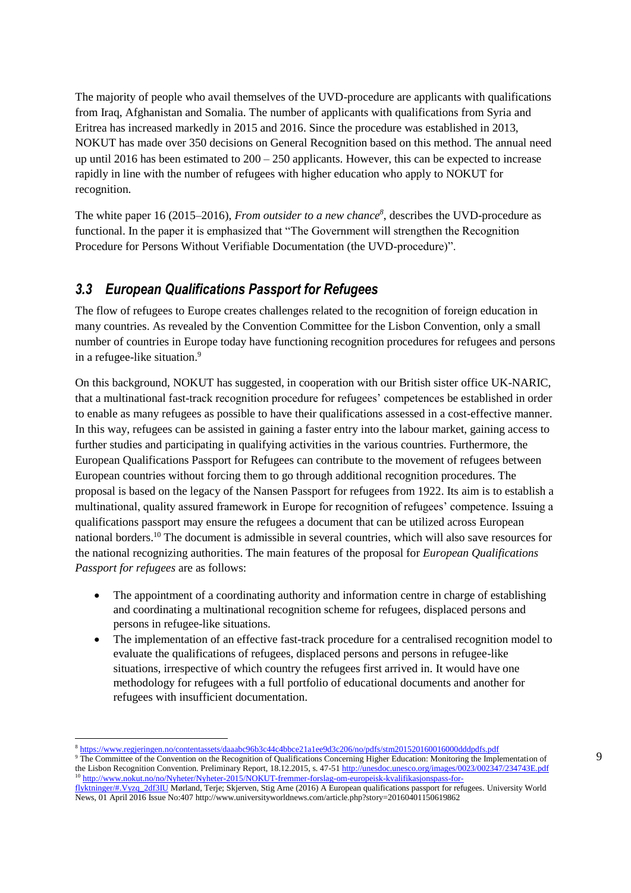The majority of people who avail themselves of the UVD-procedure are applicants with qualifications from Iraq, Afghanistan and Somalia. The number of applicants with qualifications from Syria and Eritrea has increased markedly in 2015 and 2016. Since the procedure was established in 2013, NOKUT has made over 350 decisions on General Recognition based on this method. The annual need up until 2016 has been estimated to 200 – 250 applicants. However, this can be expected to increase rapidly in line with the number of refugees with higher education who apply to NOKUT for recognition.

The white paper 16 (2015–2016), *From outsider to a new chance*[8], describes the UVD-procedure as functional. In the paper it is emphasized that "The Government will strengthen the Recognition Procedure for Persons Without Verifiable Documentation (the UVD-procedure)".

## 3.3 European Qualifications Passport for Refugees

The flow of refugees to Europe creates challenges related to the recognition of foreign education in many countries. As revealed by the Convention Committee for the Lisbon Convention, only a small number of countries in Europe today have functioning recognition procedures for refugees and persons in a refugee-like situation.[9]

On this background, NOKUT has suggested, in cooperation with our British sister office UK-NARIC, that a multinational fast-track recognition procedure for refugees' competences be established in order to enable as many refugees as possible to have their qualifications assessed in a cost-effective manner. In this way, refugees can be assisted in gaining a faster entry into the labour market, gaining access to further studies and participating in qualifying activities in the various countries. Furthermore, the European Qualifications Passport for Refugees can contribute to the movement of refugees between European countries without forcing them to go through additional recognition procedures. The proposal is based on the legacy of the Nansen Passport for refugees from 1922. Its aim is to establish a multinational, quality assured framework in Europe for recognition of refugees' competence. Issuing a qualifications passport may ensure the refugees a document that can be utilized across European national borders.[10] The document is admissible in several countries, which will also save resources for the national recognizing authorities. The main features of the proposal for *European Qualifications Passport for refugees* are as follows:

- The appointment of a coordinating authority and information centre in charge of establishing and coordinating a multinational recognition scheme for refugees, displaced persons and persons in refugee-like situations.
- The implementation of an effective fast-track procedure for a centralised recognition model to evaluate the qualifications of refugees, displaced persons and persons in refugee-like situations, irrespective of which country the refugees first arrived in. It would have one methodology for refugees with a full portfolio of educational documents and another for refugees with insufficient documentation.

---

[8] https://www.regjeringen.no/contentassets/daaabc96b3c44c4bbce21a1ee9d3c206/no/pdfs/stm201520160016000dddpdfs.pdf

[9] The Committee of the Convention on the Recognition of Qualifications Concerning Higher Education: Monitoring the Implementation of the Lisbon Recognition Convention. Preliminary Report, 18.12.2015, s. 47-51 http://unesdoc.unesco.org/images/0023/002347/234743E.pdf

[10] http://www.nokut.no/no/Nyheter/Nyheter-2015/NOKUT-fremmer-forslag-om-europeisk-kvalifikasjonspass-for-flyktninger/#.Vyzq_2df3IU Mørland, Terje; Skjerven, Stig Arne (2016) A European qualifications passport for refugees. University World News, 01 April 2016 Issue No:407 http://www.universityworldnews.com/article.php?story=20160401150619862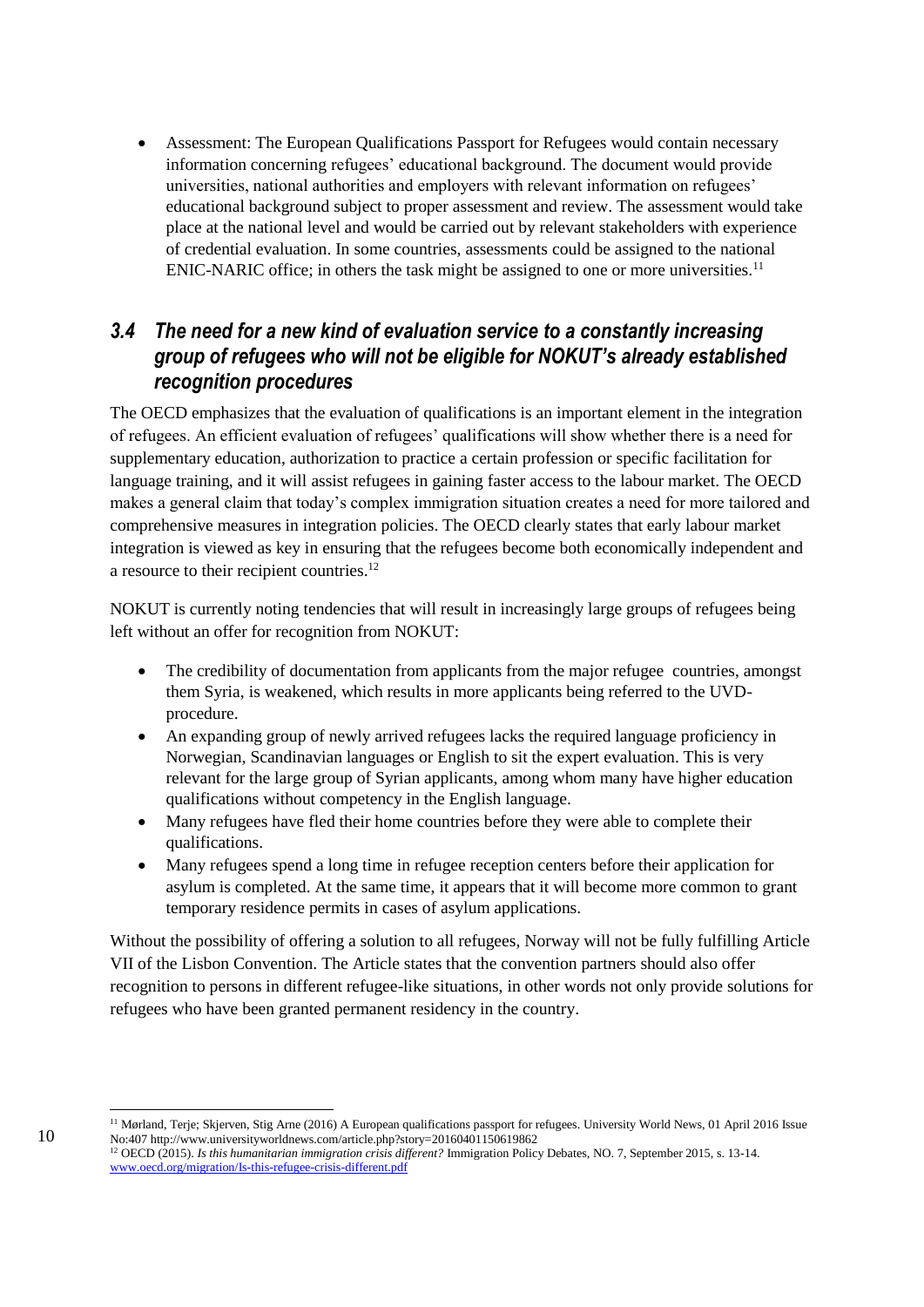- Assessment: The European Qualifications Passport for Refugees would contain necessary information concerning refugees' educational background. The document would provide universities, national authorities and employers with relevant information on refugees' educational background subject to proper assessment and review. The assessment would take place at the national level and would be carried out by relevant stakeholders with experience of credential evaluation. In some countries, assessments could be assigned to the national ENIC-NARIC office; in others the task might be assigned to one or more universities.[11]

### *3.4 The need for a new kind of evaluation service to a constantly increasing group of refugees who will not be eligible for NOKUT's already established recognition procedures*

The OECD emphasizes that the evaluation of qualifications is an important element in the integration of refugees. An efficient evaluation of refugees' qualifications will show whether there is a need for supplementary education, authorization to practice a certain profession or specific facilitation for language training, and it will assist refugees in gaining faster access to the labour market. The OECD makes a general claim that today's complex immigration situation creates a need for more tailored and comprehensive measures in integration policies. The OECD clearly states that early labour market integration is viewed as key in ensuring that the refugees become both economically independent and a resource to their recipient countries.[12]

NOKUT is currently noting tendencies that will result in increasingly large groups of refugees being left without an offer for recognition from NOKUT:

- The credibility of documentation from applicants from the major refugee countries, amongst them Syria, is weakened, which results in more applicants being referred to the UVD-procedure.
- An expanding group of newly arrived refugees lacks the required language proficiency in Norwegian, Scandinavian languages or English to sit the expert evaluation. This is very relevant for the large group of Syrian applicants, among whom many have higher education qualifications without competency in the English language.
- Many refugees have fled their home countries before they were able to complete their qualifications.
- Many refugees spend a long time in refugee reception centers before their application for asylum is completed. At the same time, it appears that it will become more common to grant temporary residence permits in cases of asylum applications.

Without the possibility of offering a solution to all refugees, Norway will not be fully fulfilling Article VII of the Lisbon Convention. The Article states that the convention partners should also offer recognition to persons in different refugee-like situations, in other words not only provide solutions for refugees who have been granted permanent residency in the country.

---

[11] Mørland, Terje; Skjerven, Stig Arne (2016) A European qualifications passport for refugees. University World News, 01 April 2016 Issue No:407 http://www.universityworldnews.com/article.php?story=20160401150619862

[12] OECD (2015). *Is this humanitarian immigration crisis different?* Immigration Policy Debates, NO. 7, September 2015, s. 13-14. www.oecd.org/migration/Is-this-refugee-crisis-different.pdf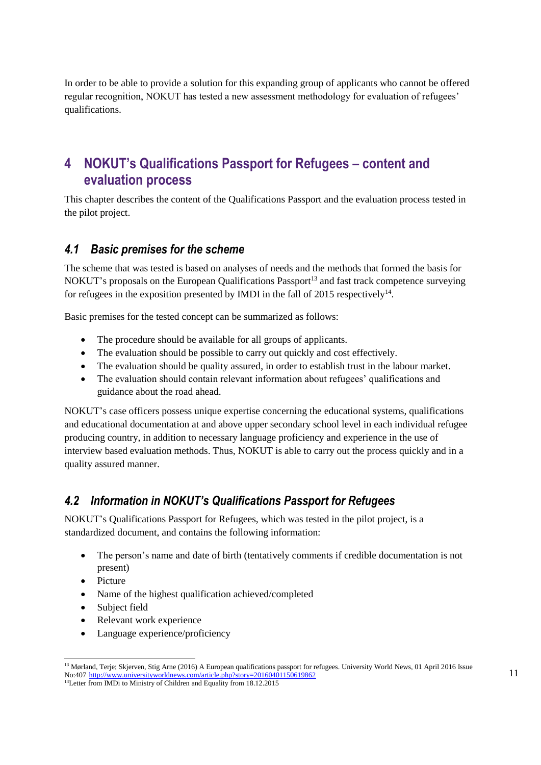In order to be able to provide a solution for this expanding group of applicants who cannot be offered regular recognition, NOKUT has tested a new assessment methodology for evaluation of refugees' qualifications.

# 4 NOKUT's Qualifications Passport for Refugees – content and evaluation process

This chapter describes the content of the Qualifications Passport and the evaluation process tested in the pilot project.

## *4.1 Basic premises for the scheme*

The scheme that was tested is based on analyses of needs and the methods that formed the basis for NOKUT's proposals on the European Qualifications Passport[13] and fast track competence surveying for refugees in the exposition presented by IMDI in the fall of 2015 respectively[14].

Basic premises for the tested concept can be summarized as follows:

- The procedure should be available for all groups of applicants.
- The evaluation should be possible to carry out quickly and cost effectively.
- The evaluation should be quality assured, in order to establish trust in the labour market.
- The evaluation should contain relevant information about refugees' qualifications and guidance about the road ahead.

NOKUT's case officers possess unique expertise concerning the educational systems, qualifications and educational documentation at and above upper secondary school level in each individual refugee producing country, in addition to necessary language proficiency and experience in the use of interview based evaluation methods. Thus, NOKUT is able to carry out the process quickly and in a quality assured manner.

## *4.2 Information in NOKUT's Qualifications Passport for Refugees*

NOKUT's Qualifications Passport for Refugees, which was tested in the pilot project, is a standardized document, and contains the following information:

- The person's name and date of birth (tentatively comments if credible documentation is not present)
- Picture
- Name of the highest qualification achieved/completed
- Subject field
- Relevant work experience
- Language experience/proficiency

[13] Mørland, Terje; Skjerven, Stig Arne (2016) A European qualifications passport for refugees. University World News, 01 April 2016 Issue No:407 http://www.universityworldnews.com/article.php?story=20160401150619862

[14] Letter from IMDi to Ministry of Children and Equality from 18.12.2015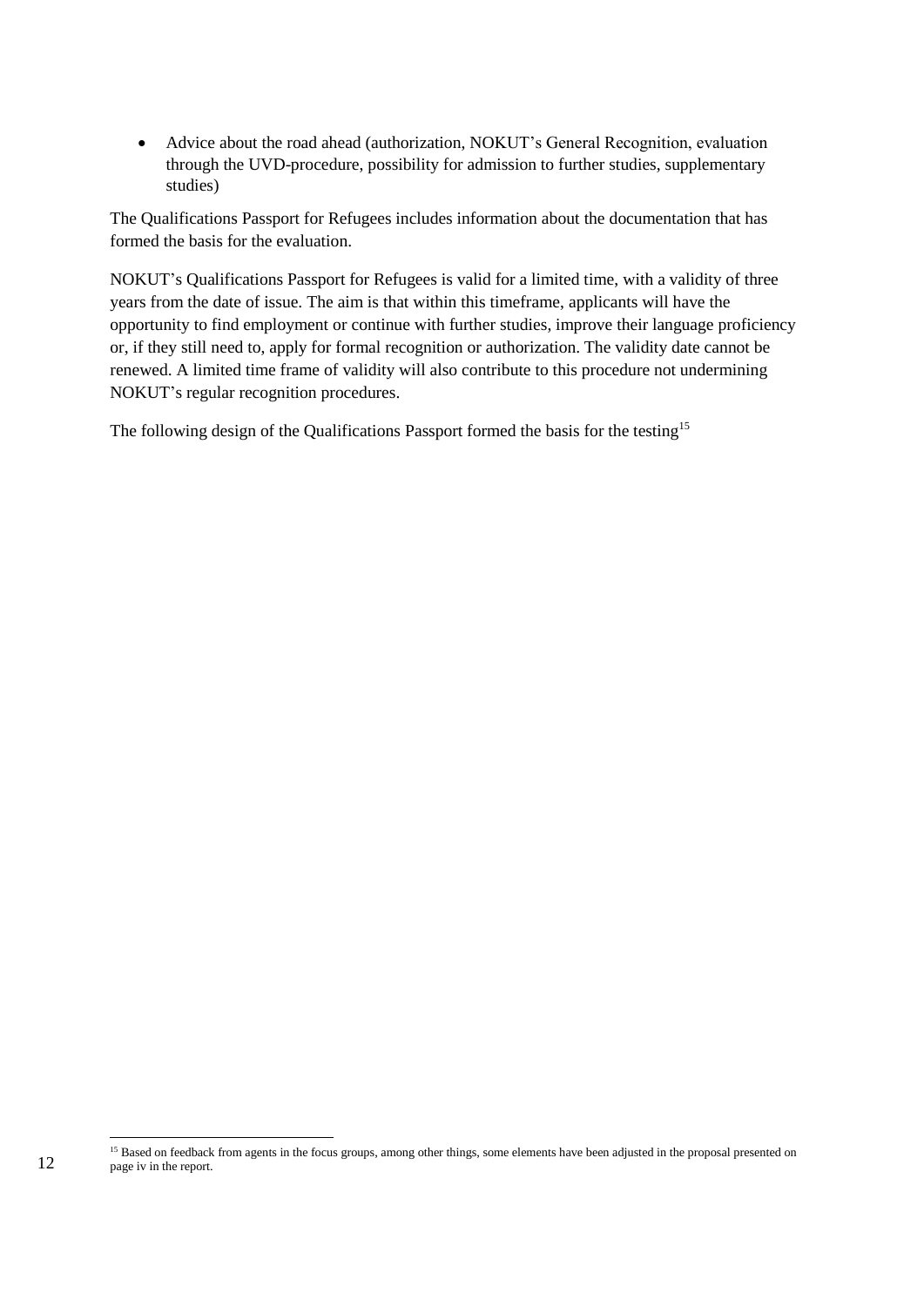- Advice about the road ahead (authorization, NOKUT's General Recognition, evaluation through the UVD-procedure, possibility for admission to further studies, supplementary studies)

The Qualifications Passport for Refugees includes information about the documentation that has formed the basis for the evaluation.

NOKUT's Qualifications Passport for Refugees is valid for a limited time, with a validity of three years from the date of issue. The aim is that within this timeframe, applicants will have the opportunity to find employment or continue with further studies, improve their language proficiency or, if they still need to, apply for formal recognition or authorization. The validity date cannot be renewed. A limited time frame of validity will also contribute to this procedure not undermining NOKUT's regular recognition procedures.

The following design of the Qualifications Passport formed the basis for the testing[15]

[15] Based on feedback from agents in the focus groups, among other things, some elements have been adjusted in the proposal presented on page iv in the report.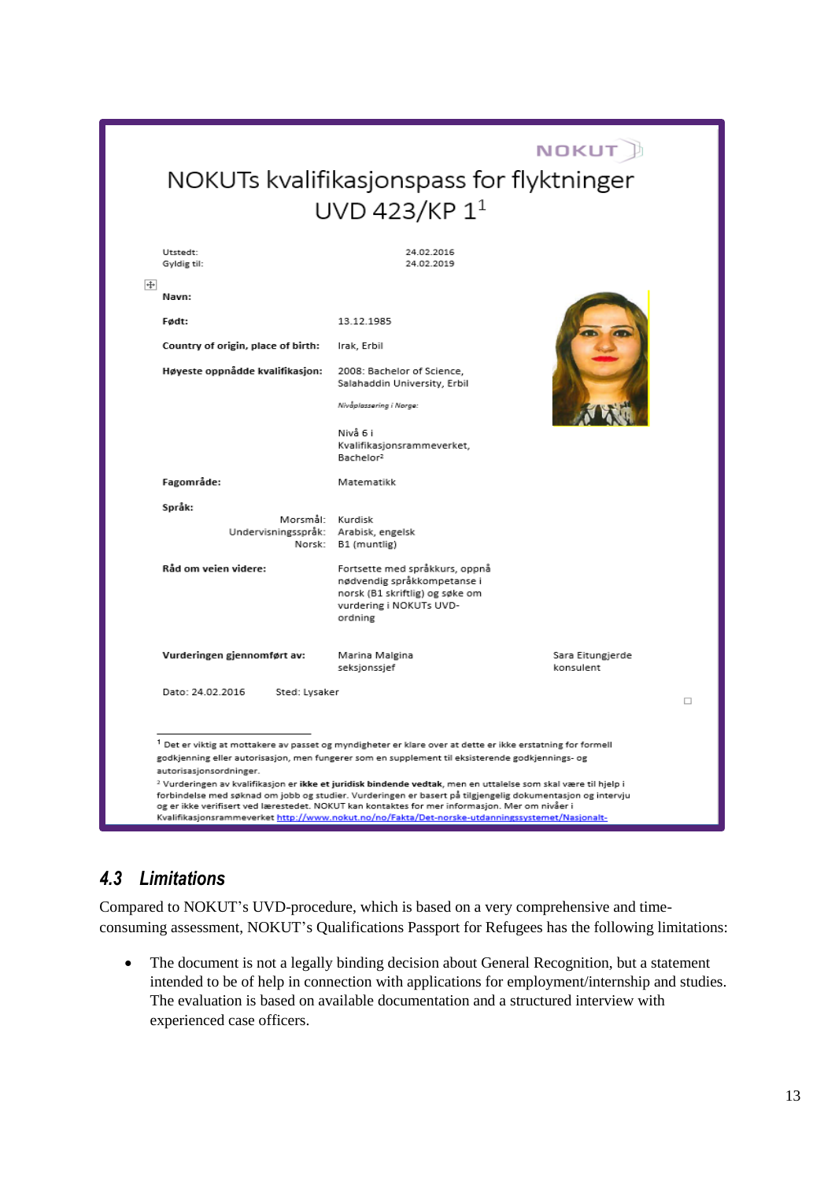NOKUT

# NOKUTs kvalifikasjonspass for flyktninger UVD 423/KP 1[1]

| | |
|---|---|
| Utstedt: | 24.02.2016 |
| Gyldig til: | 24.02.2019 |

| | |
|---|---|
| **Navn:** | |
| **Født:** | 13.12.1985 |
| **Country of origin, place of birth:** | Irak, Erbil |
| **Høyeste oppnådde kvalifikasjon:** | 2008: Bachelor of Science, Salahaddin University, Erbil |
| | *Nivåplassering i Norge:* |
| | Nivå 6 i Kvalifikasjonsrammeverket, Bachelor[2] |
| **Fagområde:** | Matematikk |
| **Språk:** | |
| Morsmål: | Kurdisk |
| Undervisningsspråk: | Arabisk, engelsk |
| Norsk: | B1 (muntlig) |
| **Råd om veien videre:** | Fortsette med språkkurs, oppnå nødvendig språkkompetanse i norsk (B1 skriftlig) og søke om vurdering i NOKUTs UVD-ordning |

| | | |
|---|---|---|
| **Vurderingen gjennomført av:** | Marina Malgina, seksjonssjef | Sara Eitungjerde, konsulent |

Dato: 24.02.2016 Sted: Lysaker

[1] Det er viktig at mottakere av passet og myndigheter er klare over at dette er ikke erstatning for formell godkjenning eller autorisasjon, men fungerer som en supplement til eksisterende godkjennings- og autorisasjonsordninger.

[2] Vurderingen av kvalifikasjon er **ikke et juridisk bindende vedtak**, men en uttalelse som skal være til hjelp i forbindelse med søknad om jobb og studier. Vurderingen er basert på tilgjengelig dokumentasjon og intervju og er ikke verifisert ved lærestedet. NOKUT kan kontaktes for mer informasjon. Mer om nivåer i Kvalifikasjonsrammeverket http://www.nokut.no/no/Fakta/Det-norske-utdanningssystemet/Nasjonalt-

## 4.3 Limitations

Compared to NOKUT's UVD-procedure, which is based on a very comprehensive and time-consuming assessment, NOKUT's Qualifications Passport for Refugees has the following limitations:

- The document is not a legally binding decision about General Recognition, but a statement intended to be of help in connection with applications for employment/internship and studies. The evaluation is based on available documentation and a structured interview with experienced case officers.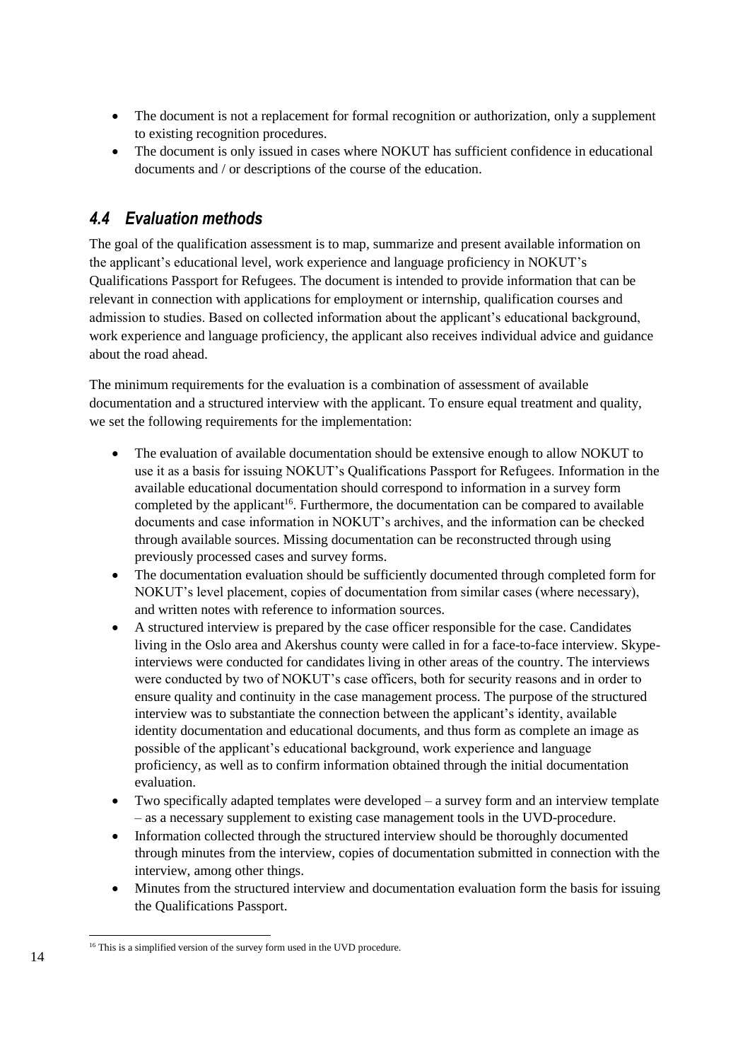- The document is not a replacement for formal recognition or authorization, only a supplement to existing recognition procedures.
- The document is only issued in cases where NOKUT has sufficient confidence in educational documents and / or descriptions of the course of the education.

## *4.4 Evaluation methods*

The goal of the qualification assessment is to map, summarize and present available information on the applicant's educational level, work experience and language proficiency in NOKUT's Qualifications Passport for Refugees. The document is intended to provide information that can be relevant in connection with applications for employment or internship, qualification courses and admission to studies. Based on collected information about the applicant's educational background, work experience and language proficiency, the applicant also receives individual advice and guidance about the road ahead.

The minimum requirements for the evaluation is a combination of assessment of available documentation and a structured interview with the applicant. To ensure equal treatment and quality, we set the following requirements for the implementation:

- The evaluation of available documentation should be extensive enough to allow NOKUT to use it as a basis for issuing NOKUT's Qualifications Passport for Refugees. Information in the available educational documentation should correspond to information in a survey form completed by the applicant[16]. Furthermore, the documentation can be compared to available documents and case information in NOKUT's archives, and the information can be checked through available sources. Missing documentation can be reconstructed through using previously processed cases and survey forms.
- The documentation evaluation should be sufficiently documented through completed form for NOKUT's level placement, copies of documentation from similar cases (where necessary), and written notes with reference to information sources.
- A structured interview is prepared by the case officer responsible for the case. Candidates living in the Oslo area and Akershus county were called in for a face-to-face interview. Skype-interviews were conducted for candidates living in other areas of the country. The interviews were conducted by two of NOKUT's case officers, both for security reasons and in order to ensure quality and continuity in the case management process. The purpose of the structured interview was to substantiate the connection between the applicant's identity, available identity documentation and educational documents, and thus form as complete an image as possible of the applicant's educational background, work experience and language proficiency, as well as to confirm information obtained through the initial documentation evaluation.
- Two specifically adapted templates were developed – a survey form and an interview template – as a necessary supplement to existing case management tools in the UVD-procedure.
- Information collected through the structured interview should be thoroughly documented through minutes from the interview, copies of documentation submitted in connection with the interview, among other things.
- Minutes from the structured interview and documentation evaluation form the basis for issuing the Qualifications Passport.

[16] This is a simplified version of the survey form used in the UVD procedure.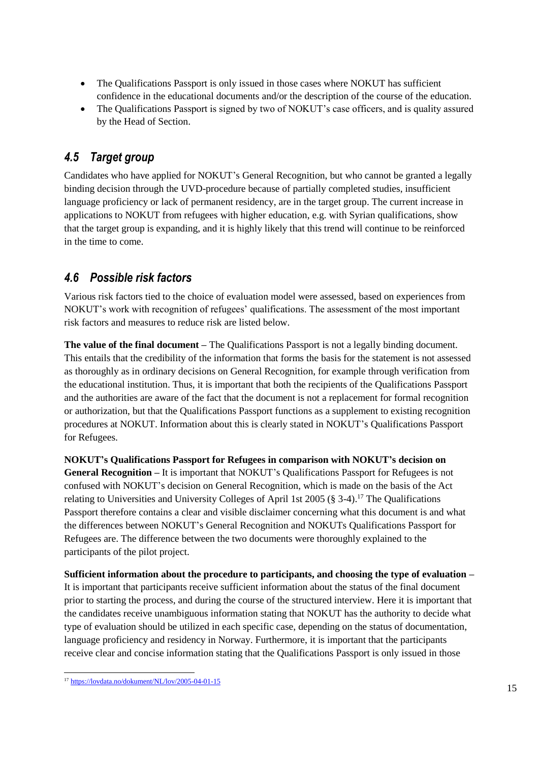- The Qualifications Passport is only issued in those cases where NOKUT has sufficient confidence in the educational documents and/or the description of the course of the education.
- The Qualifications Passport is signed by two of NOKUT's case officers, and is quality assured by the Head of Section.

## *4.5 Target group*

Candidates who have applied for NOKUT's General Recognition, but who cannot be granted a legally binding decision through the UVD-procedure because of partially completed studies, insufficient language proficiency or lack of permanent residency, are in the target group. The current increase in applications to NOKUT from refugees with higher education, e.g. with Syrian qualifications, show that the target group is expanding, and it is highly likely that this trend will continue to be reinforced in the time to come.

## *4.6 Possible risk factors*

Various risk factors tied to the choice of evaluation model were assessed, based on experiences from NOKUT's work with recognition of refugees' qualifications. The assessment of the most important risk factors and measures to reduce risk are listed below.

**The value of the final document –** The Qualifications Passport is not a legally binding document. This entails that the credibility of the information that forms the basis for the statement is not assessed as thoroughly as in ordinary decisions on General Recognition, for example through verification from the educational institution. Thus, it is important that both the recipients of the Qualifications Passport and the authorities are aware of the fact that the document is not a replacement for formal recognition or authorization, but that the Qualifications Passport functions as a supplement to existing recognition procedures at NOKUT. Information about this is clearly stated in NOKUT's Qualifications Passport for Refugees.

**NOKUT's Qualifications Passport for Refugees in comparison with NOKUT's decision on General Recognition –** It is important that NOKUT's Qualifications Passport for Refugees is not confused with NOKUT's decision on General Recognition, which is made on the basis of the Act relating to Universities and University Colleges of April 1st 2005 (§ 3-4).[17] The Qualifications Passport therefore contains a clear and visible disclaimer concerning what this document is and what the differences between NOKUT's General Recognition and NOKUTs Qualifications Passport for Refugees are. The difference between the two documents were thoroughly explained to the participants of the pilot project.

**Sufficient information about the procedure to participants, and choosing the type of evaluation –** It is important that participants receive sufficient information about the status of the final document prior to starting the process, and during the course of the structured interview. Here it is important that the candidates receive unambiguous information stating that NOKUT has the authority to decide what type of evaluation should be utilized in each specific case, depending on the status of documentation, language proficiency and residency in Norway. Furthermore, it is important that the participants receive clear and concise information stating that the Qualifications Passport is only issued in those

[17] https://lovdata.no/dokument/NL/lov/2005-04-01-15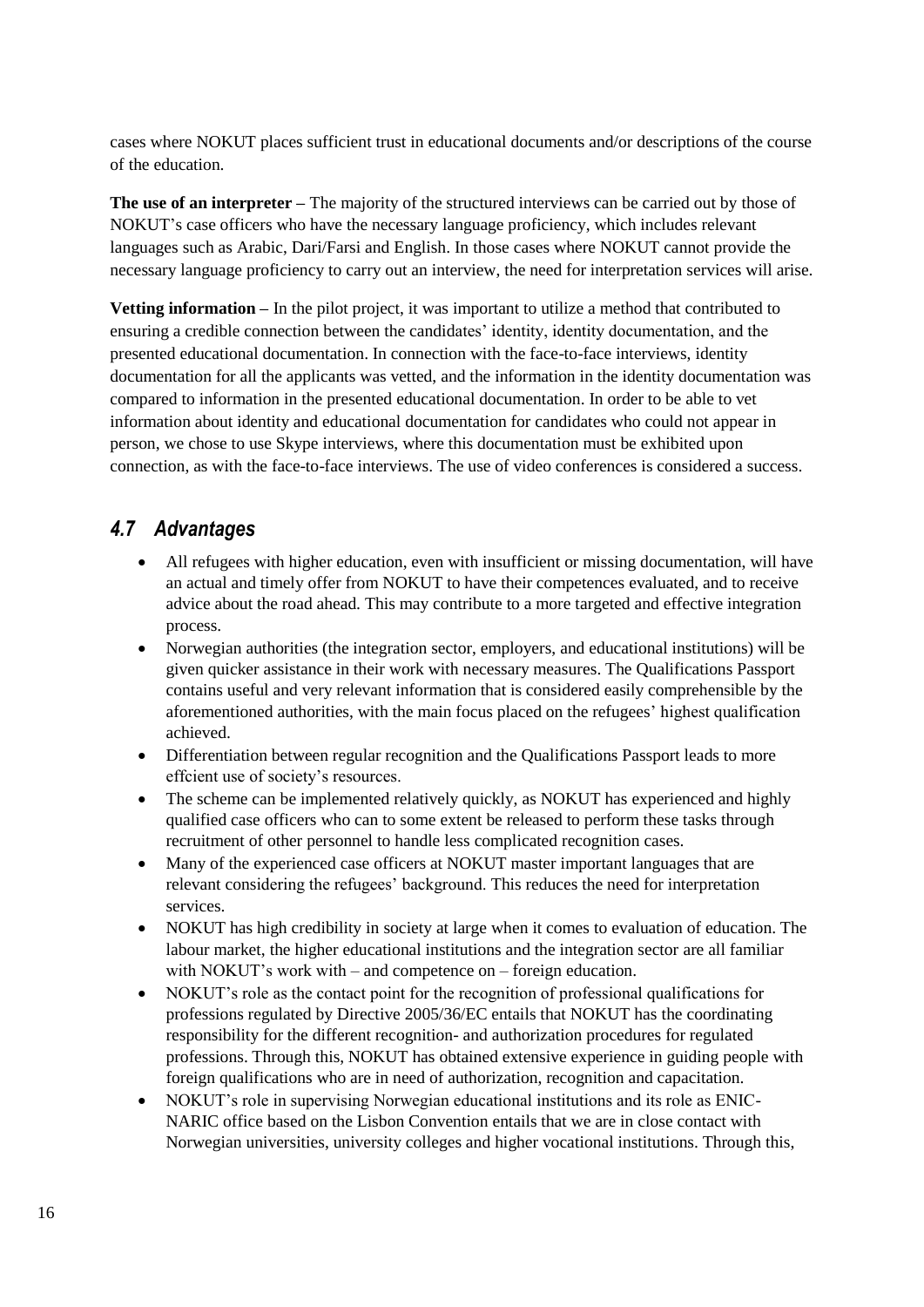cases where NOKUT places sufficient trust in educational documents and/or descriptions of the course of the education.

**The use of an interpreter –** The majority of the structured interviews can be carried out by those of NOKUT's case officers who have the necessary language proficiency, which includes relevant languages such as Arabic, Dari/Farsi and English. In those cases where NOKUT cannot provide the necessary language proficiency to carry out an interview, the need for interpretation services will arise.

**Vetting information –** In the pilot project, it was important to utilize a method that contributed to ensuring a credible connection between the candidates' identity, identity documentation, and the presented educational documentation. In connection with the face-to-face interviews, identity documentation for all the applicants was vetted, and the information in the identity documentation was compared to information in the presented educational documentation. In order to be able to vet information about identity and educational documentation for candidates who could not appear in person, we chose to use Skype interviews, where this documentation must be exhibited upon connection, as with the face-to-face interviews. The use of video conferences is considered a success.

## *4.7 Advantages*

- All refugees with higher education, even with insufficient or missing documentation, will have an actual and timely offer from NOKUT to have their competences evaluated, and to receive advice about the road ahead. This may contribute to a more targeted and effective integration process.
- Norwegian authorities (the integration sector, employers, and educational institutions) will be given quicker assistance in their work with necessary measures. The Qualifications Passport contains useful and very relevant information that is considered easily comprehensible by the aforementioned authorities, with the main focus placed on the refugees' highest qualification achieved.
- Differentiation between regular recognition and the Qualifications Passport leads to more effcient use of society's resources.
- The scheme can be implemented relatively quickly, as NOKUT has experienced and highly qualified case officers who can to some extent be released to perform these tasks through recruitment of other personnel to handle less complicated recognition cases.
- Many of the experienced case officers at NOKUT master important languages that are relevant considering the refugees' background. This reduces the need for interpretation services.
- NOKUT has high credibility in society at large when it comes to evaluation of education. The labour market, the higher educational institutions and the integration sector are all familiar with NOKUT's work with – and competence on – foreign education.
- NOKUT's role as the contact point for the recognition of professional qualifications for professions regulated by Directive 2005/36/EC entails that NOKUT has the coordinating responsibility for the different recognition- and authorization procedures for regulated professions. Through this, NOKUT has obtained extensive experience in guiding people with foreign qualifications who are in need of authorization, recognition and capacitation.
- NOKUT's role in supervising Norwegian educational institutions and its role as ENIC-NARIC office based on the Lisbon Convention entails that we are in close contact with Norwegian universities, university colleges and higher vocational institutions. Through this,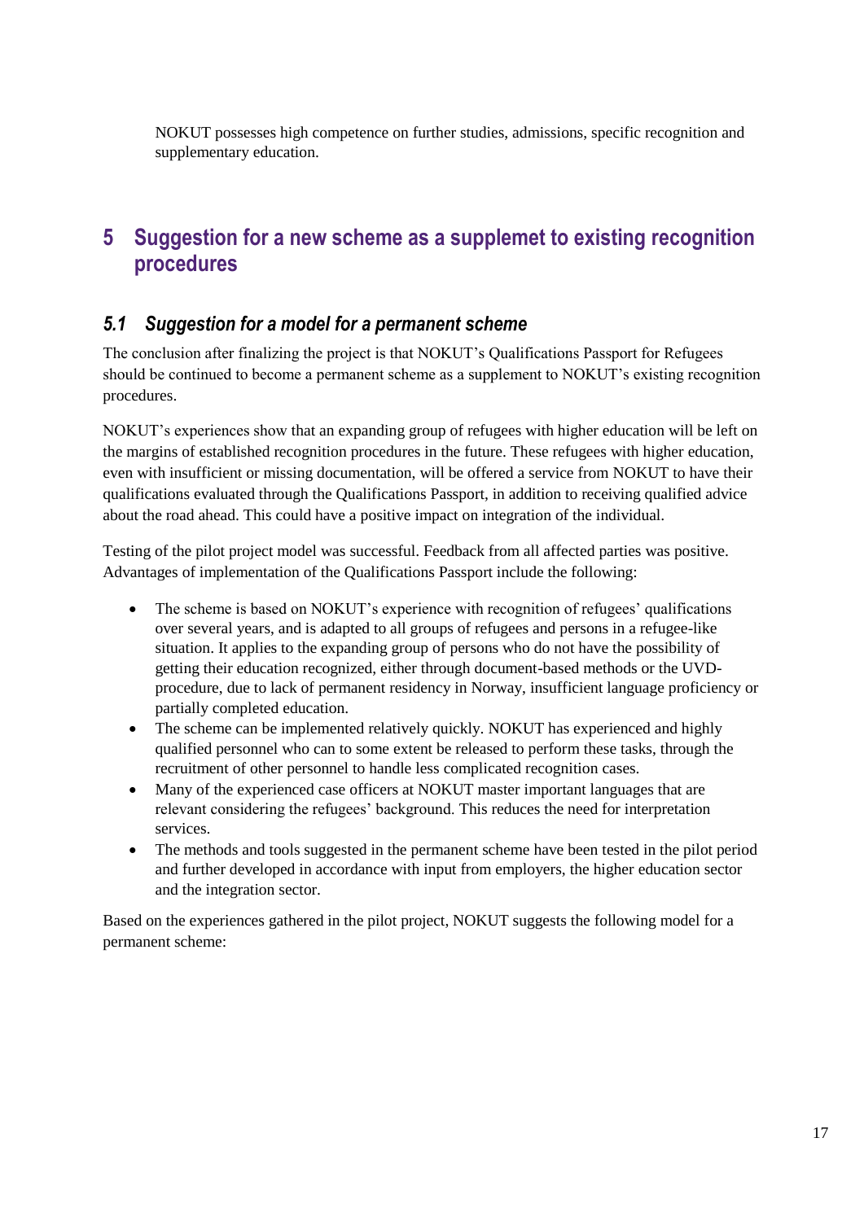NOKUT possesses high competence on further studies, admissions, specific recognition and supplementary education.

# 5 Suggestion for a new scheme as a supplemet to existing recognition procedures

## 5.1 *Suggestion for a model for a permanent scheme*

The conclusion after finalizing the project is that NOKUT's Qualifications Passport for Refugees should be continued to become a permanent scheme as a supplement to NOKUT's existing recognition procedures.

NOKUT's experiences show that an expanding group of refugees with higher education will be left on the margins of established recognition procedures in the future. These refugees with higher education, even with insufficient or missing documentation, will be offered a service from NOKUT to have their qualifications evaluated through the Qualifications Passport, in addition to receiving qualified advice about the road ahead. This could have a positive impact on integration of the individual.

Testing of the pilot project model was successful. Feedback from all affected parties was positive. Advantages of implementation of the Qualifications Passport include the following:

- The scheme is based on NOKUT's experience with recognition of refugees' qualifications over several years, and is adapted to all groups of refugees and persons in a refugee-like situation. It applies to the expanding group of persons who do not have the possibility of getting their education recognized, either through document-based methods or the UVD-procedure, due to lack of permanent residency in Norway, insufficient language proficiency or partially completed education.
- The scheme can be implemented relatively quickly. NOKUT has experienced and highly qualified personnel who can to some extent be released to perform these tasks, through the recruitment of other personnel to handle less complicated recognition cases.
- Many of the experienced case officers at NOKUT master important languages that are relevant considering the refugees' background. This reduces the need for interpretation services.
- The methods and tools suggested in the permanent scheme have been tested in the pilot period and further developed in accordance with input from employers, the higher education sector and the integration sector.

Based on the experiences gathered in the pilot project, NOKUT suggests the following model for a permanent scheme: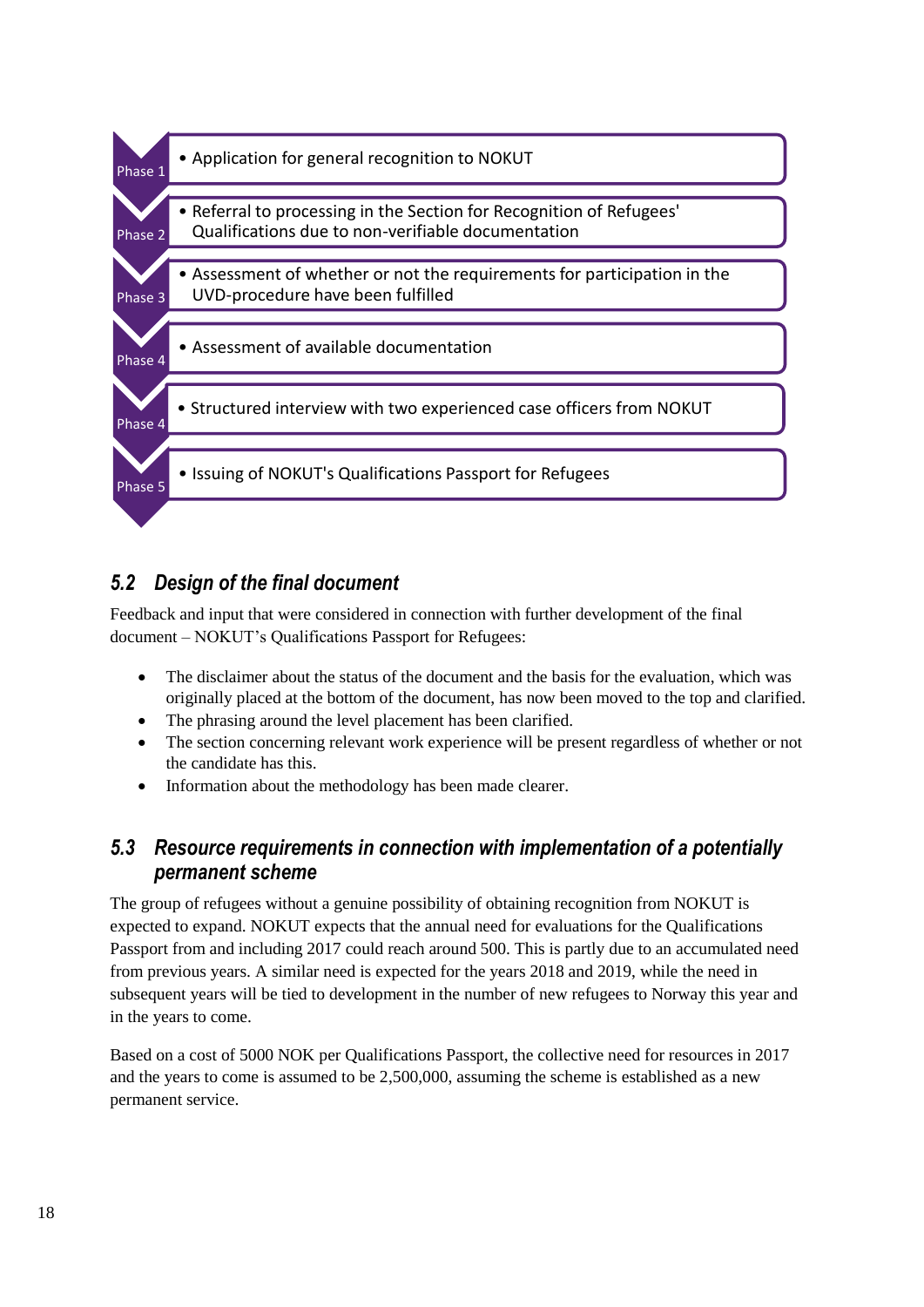Phase 1
- Application for general recognition to NOKUT

Phase 2
- Referral to processing in the Section for Recognition of Refugees' Qualifications due to non-verifiable documentation

Phase 3
- Assessment of whether or not the requirements for participation in the UVD-procedure have been fulfilled

Phase 4
- Assessment of available documentation

Phase 4
- Structured interview with two experienced case officers from NOKUT

Phase 5
- Issuing of NOKUT's Qualifications Passport for Refugees

## 5.2 *Design of the final document*

Feedback and input that were considered in connection with further development of the final document – NOKUT's Qualifications Passport for Refugees:

- The disclaimer about the status of the document and the basis for the evaluation, which was originally placed at the bottom of the document, has now been moved to the top and clarified.
- The phrasing around the level placement has been clarified.
- The section concerning relevant work experience will be present regardless of whether or not the candidate has this.
- Information about the methodology has been made clearer.

## 5.3 *Resource requirements in connection with implementation of a potentially permanent scheme*

The group of refugees without a genuine possibility of obtaining recognition from NOKUT is expected to expand. NOKUT expects that the annual need for evaluations for the Qualifications Passport from and including 2017 could reach around 500. This is partly due to an accumulated need from previous years. A similar need is expected for the years 2018 and 2019, while the need in subsequent years will be tied to development in the number of new refugees to Norway this year and in the years to come.

Based on a cost of 5000 NOK per Qualifications Passport, the collective need for resources in 2017 and the years to come is assumed to be 2,500,000, assuming the scheme is established as a new permanent service.